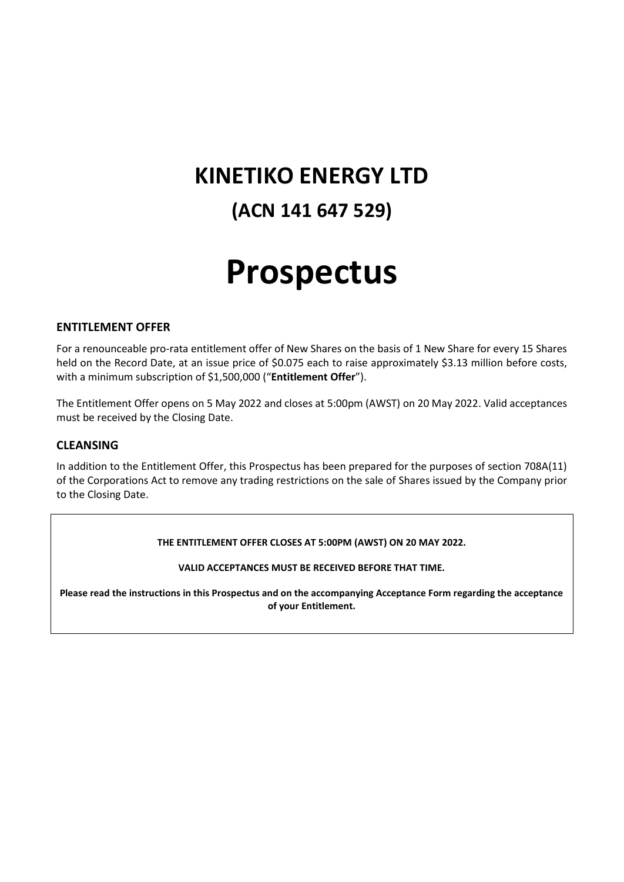# KINETIKO ENERGY LTD

## (ACN 141 647 529)

# Prospectus

### ENTITLEMENT OFFER

For a renounceable pro-rata entitlement offer of New Shares on the basis of 1 New Share for every 15 Shares held on the Record Date, at an issue price of $0.075 each to raise approximately $3.13 million before costs, with a minimum subscription of $1,500,000 ("**Entitlement Offer**").

The Entitlement Offer opens on 5 May 2022 and closes at 5:00pm (AWST) on 20 May 2022. Valid acceptances must be received by the Closing Date.

### CLEANSING

In addition to the Entitlement Offer, this Prospectus has been prepared for the purposes of section 708A(11) of the Corporations Act to remove any trading restrictions on the sale of Shares issued by the Company prior to the Closing Date.

**THE ENTITLEMENT OFFER CLOSES AT 5:00PM (AWST) ON 20 MAY 2022.**

**VALID ACCEPTANCES MUST BE RECEIVED BEFORE THAT TIME.**

**Please read the instructions in this Prospectus and on the accompanying Acceptance Form regarding the acceptance of your Entitlement.**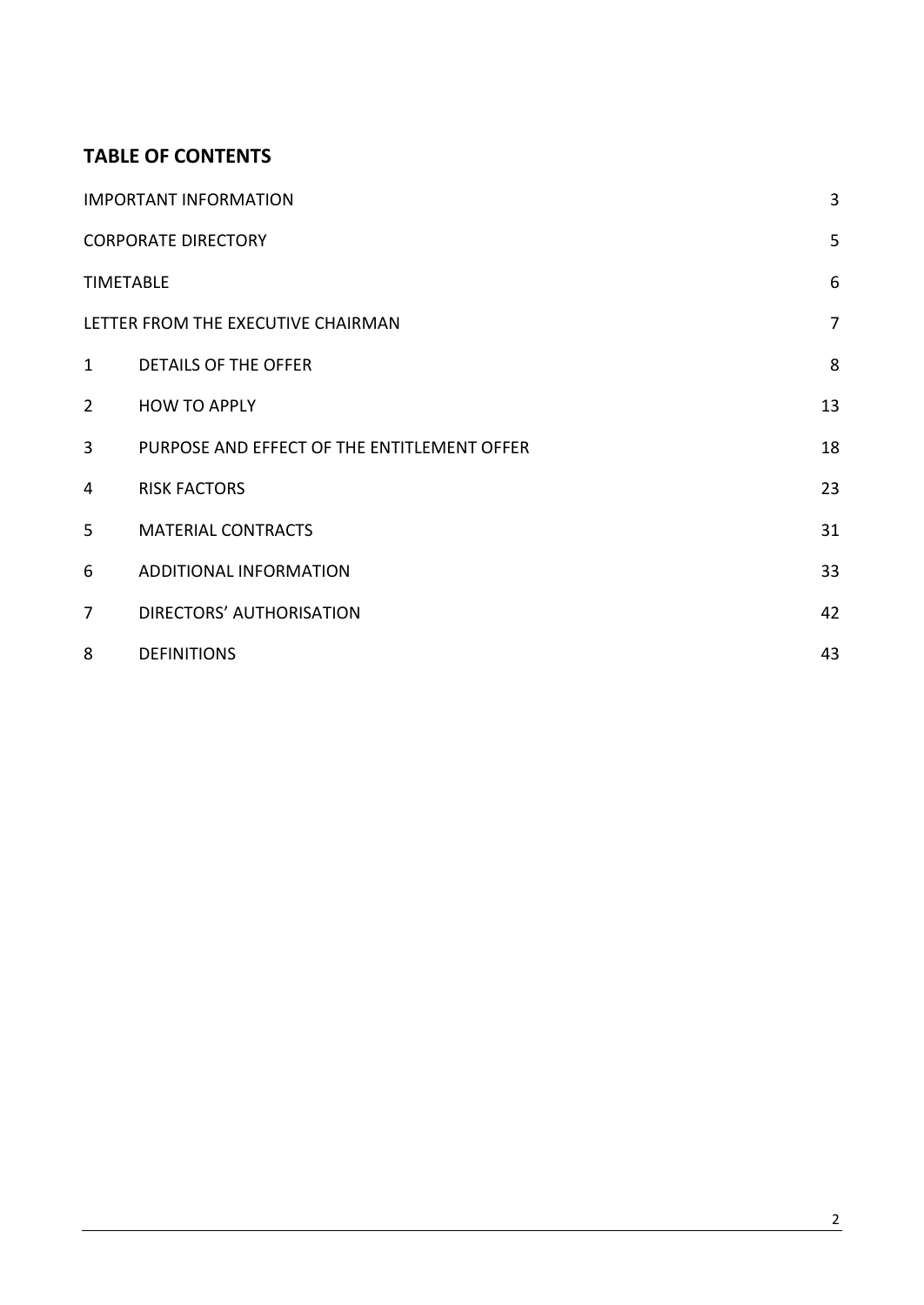## TABLE OF CONTENTS

| | | |
|---|---|---|
| IMPORTANT INFORMATION | | 3 |
| CORPORATE DIRECTORY | | 5 |
| TIMETABLE | | 6 |
| LETTER FROM THE EXECUTIVE CHAIRMAN | | 7 |
| 1 | DETAILS OF THE OFFER | 8 |
| 2 | HOW TO APPLY | 13 |
| 3 | PURPOSE AND EFFECT OF THE ENTITLEMENT OFFER | 18 |
| 4 | RISK FACTORS | 23 |
| 5 | MATERIAL CONTRACTS | 31 |
| 6 | ADDITIONAL INFORMATION | 33 |
| 7 | DIRECTORS' AUTHORISATION | 42 |
| 8 | DEFINITIONS | 43 |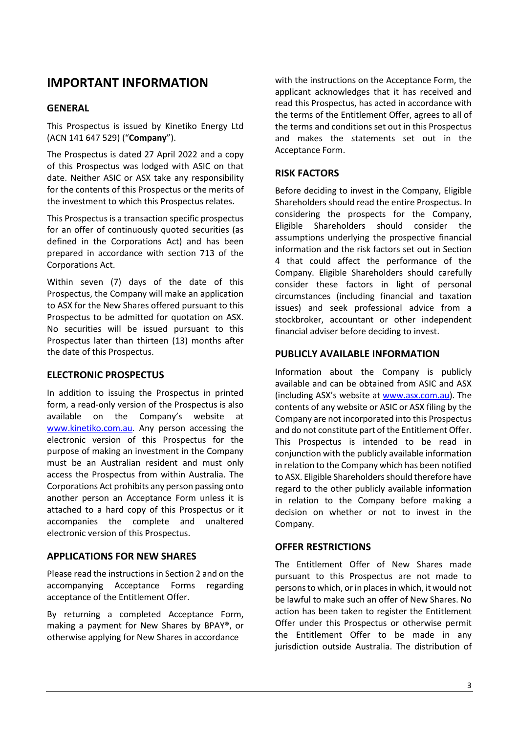# IMPORTANT INFORMATION

## GENERAL

This Prospectus is issued by Kinetiko Energy Ltd (ACN 141 647 529) ("**Company**").

The Prospectus is dated 27 April 2022 and a copy of this Prospectus was lodged with ASIC on that date. Neither ASIC or ASX take any responsibility for the contents of this Prospectus or the merits of the investment to which this Prospectus relates.

This Prospectus is a transaction specific prospectus for an offer of continuously quoted securities (as defined in the Corporations Act) and has been prepared in accordance with section 713 of the Corporations Act.

Within seven (7) days of the date of this Prospectus, the Company will make an application to ASX for the New Shares offered pursuant to this Prospectus to be admitted for quotation on ASX. No securities will be issued pursuant to this Prospectus later than thirteen (13) months after the date of this Prospectus.

## ELECTRONIC PROSPECTUS

In addition to issuing the Prospectus in printed form, a read-only version of the Prospectus is also available on the Company's website at www.kinetiko.com.au. Any person accessing the electronic version of this Prospectus for the purpose of making an investment in the Company must be an Australian resident and must only access the Prospectus from within Australia. The Corporations Act prohibits any person passing onto another person an Acceptance Form unless it is attached to a hard copy of this Prospectus or it accompanies the complete and unaltered electronic version of this Prospectus.

## APPLICATIONS FOR NEW SHARES

Please read the instructions in Section 2 and on the accompanying Acceptance Forms regarding acceptance of the Entitlement Offer.

By returning a completed Acceptance Form, making a payment for New Shares by BPAY®, or otherwise applying for New Shares in accordance with the instructions on the Acceptance Form, the applicant acknowledges that it has received and read this Prospectus, has acted in accordance with the terms of the Entitlement Offer, agrees to all of the terms and conditions set out in this Prospectus and makes the statements set out in the Acceptance Form.

## RISK FACTORS

Before deciding to invest in the Company, Eligible Shareholders should read the entire Prospectus. In considering the prospects for the Company, Eligible Shareholders should consider the assumptions underlying the prospective financial information and the risk factors set out in Section 4 that could affect the performance of the Company. Eligible Shareholders should carefully consider these factors in light of personal circumstances (including financial and taxation issues) and seek professional advice from a stockbroker, accountant or other independent financial adviser before deciding to invest.

## PUBLICLY AVAILABLE INFORMATION

Information about the Company is publicly available and can be obtained from ASIC and ASX (including ASX's website at www.asx.com.au). The contents of any website or ASIC or ASX filing by the Company are not incorporated into this Prospectus and do not constitute part of the Entitlement Offer. This Prospectus is intended to be read in conjunction with the publicly available information in relation to the Company which has been notified to ASX. Eligible Shareholders should therefore have regard to the other publicly available information in relation to the Company before making a decision on whether or not to invest in the Company.

## OFFER RESTRICTIONS

The Entitlement Offer of New Shares made pursuant to this Prospectus are not made to persons to which, or in places in which, it would not be lawful to make such an offer of New Shares. No action has been taken to register the Entitlement Offer under this Prospectus or otherwise permit the Entitlement Offer to be made in any jurisdiction outside Australia. The distribution of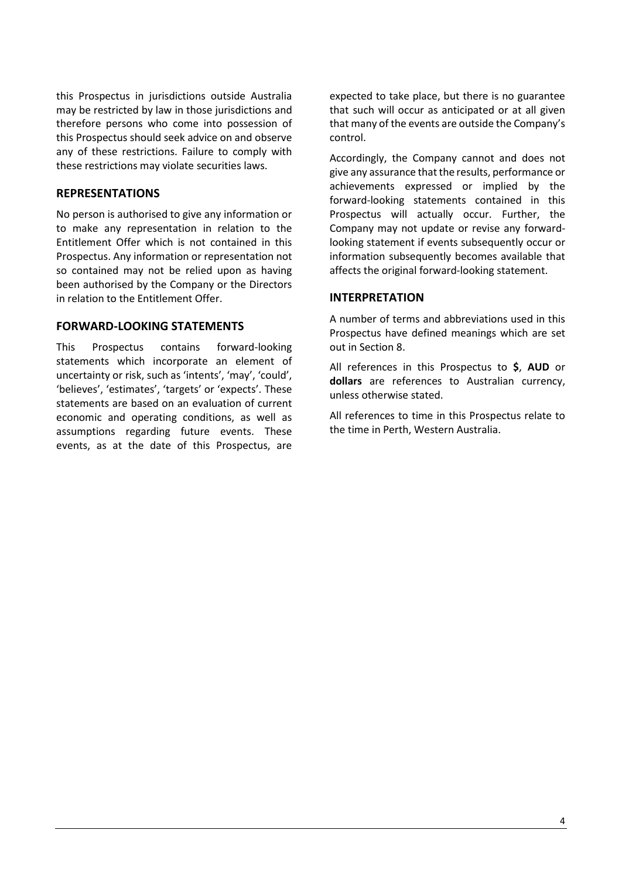this Prospectus in jurisdictions outside Australia may be restricted by law in those jurisdictions and therefore persons who come into possession of this Prospectus should seek advice on and observe any of these restrictions. Failure to comply with these restrictions may violate securities laws.

## REPRESENTATIONS

No person is authorised to give any information or to make any representation in relation to the Entitlement Offer which is not contained in this Prospectus. Any information or representation not so contained may not be relied upon as having been authorised by the Company or the Directors in relation to the Entitlement Offer.

## FORWARD-LOOKING STATEMENTS

This Prospectus contains forward-looking statements which incorporate an element of uncertainty or risk, such as 'intents', 'may', 'could', 'believes', 'estimates', 'targets' or 'expects'. These statements are based on an evaluation of current economic and operating conditions, as well as assumptions regarding future events. These events, as at the date of this Prospectus, are expected to take place, but there is no guarantee that such will occur as anticipated or at all given that many of the events are outside the Company's control.

Accordingly, the Company cannot and does not give any assurance that the results, performance or achievements expressed or implied by the forward-looking statements contained in this Prospectus will actually occur. Further, the Company may not update or revise any forward-looking statement if events subsequently occur or information subsequently becomes available that affects the original forward-looking statement.

## INTERPRETATION

A number of terms and abbreviations used in this Prospectus have defined meanings which are set out in Section 8.

All references in this Prospectus to **$**, **AUD** or **dollars** are references to Australian currency, unless otherwise stated.

All references to time in this Prospectus relate to the time in Perth, Western Australia.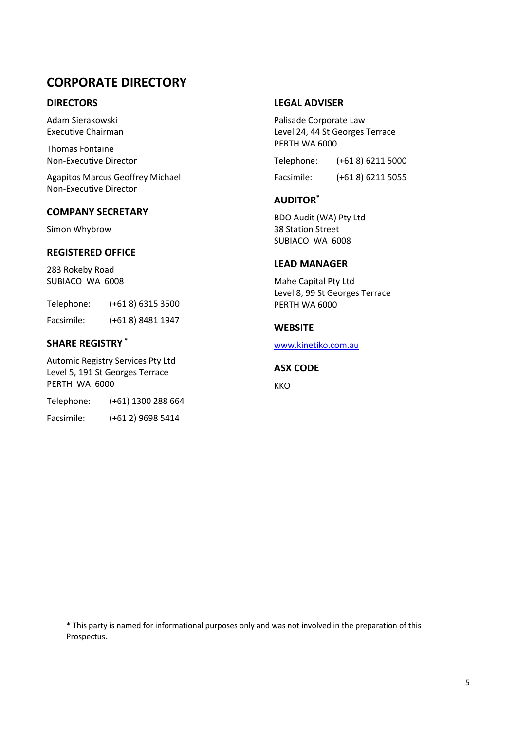# CORPORATE DIRECTORY

## DIRECTORS

Adam Sierakowski
Executive Chairman

Thomas Fontaine
Non-Executive Director

Agapitos Marcus Geoffrey Michael
Non-Executive Director

## COMPANY SECRETARY

Simon Whybrow

## REGISTERED OFFICE

283 Rokeby Road
SUBIACO WA 6008

| | |
|---|---|
| Telephone: | (+61 8) 6315 3500 |
| Facsimile: | (+61 8) 8481 1947 |

## SHARE REGISTRY *

Automic Registry Services Pty Ltd
Level 5, 191 St Georges Terrace
PERTH WA 6000

| | |
|---|---|
| Telephone: | (+61) 1300 288 664 |
| Facsimile: | (+61 2) 9698 5414 |

## LEGAL ADVISER

Palisade Corporate Law
Level 24, 44 St Georges Terrace
PERTH WA 6000

| | |
|---|---|
| Telephone: | (+61 8) 6211 5000 |
| Facsimile: | (+61 8) 6211 5055 |

## AUDITOR*

BDO Audit (WA) Pty Ltd
38 Station Street
SUBIACO WA 6008

## LEAD MANAGER

Mahe Capital Pty Ltd
Level 8, 99 St Georges Terrace
PERTH WA 6000

## WEBSITE

www.kinetiko.com.au

## ASX CODE

KKO

* This party is named for informational purposes only and was not involved in the preparation of this Prospectus.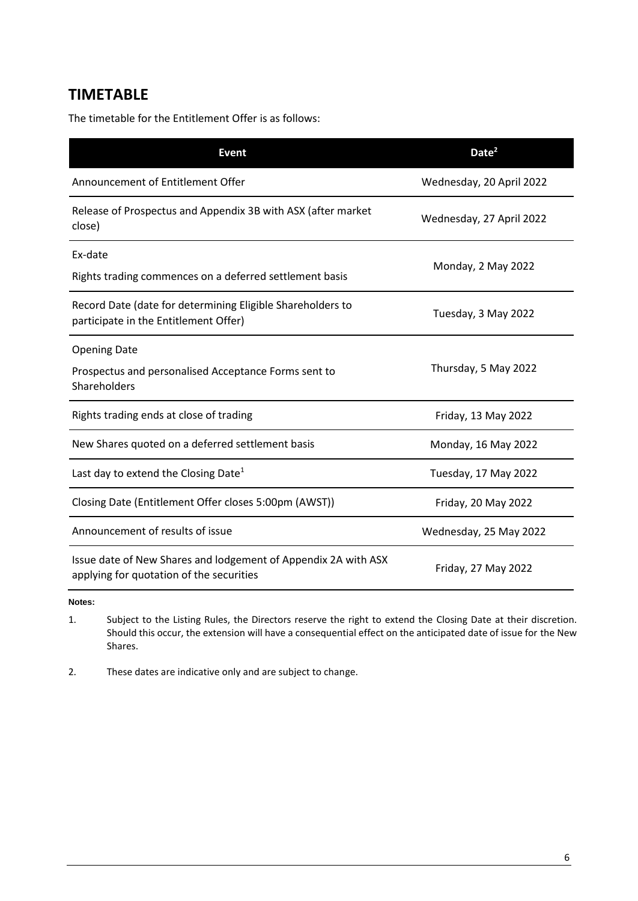# TIMETABLE

The timetable for the Entitlement Offer is as follows:

| Event | Date[2] |
|---|---|
| Announcement of Entitlement Offer | Wednesday, 20 April 2022 |
| Release of Prospectus and Appendix 3B with ASX (after market close) | Wednesday, 27 April 2022 |
| Ex-date<br>Rights trading commences on a deferred settlement basis | Monday, 2 May 2022 |
| Record Date (date for determining Eligible Shareholders to participate in the Entitlement Offer) | Tuesday, 3 May 2022 |
| Opening Date<br>Prospectus and personalised Acceptance Forms sent to Shareholders | Thursday, 5 May 2022 |
| Rights trading ends at close of trading | Friday, 13 May 2022 |
| New Shares quoted on a deferred settlement basis | Monday, 16 May 2022 |
| Last day to extend the Closing Date[1] | Tuesday, 17 May 2022 |
| Closing Date (Entitlement Offer closes 5:00pm (AWST)) | Friday, 20 May 2022 |
| Announcement of results of issue | Wednesday, 25 May 2022 |
| Issue date of New Shares and lodgement of Appendix 2A with ASX applying for quotation of the securities | Friday, 27 May 2022 |

**Notes:**

1. Subject to the Listing Rules, the Directors reserve the right to extend the Closing Date at their discretion. Should this occur, the extension will have a consequential effect on the anticipated date of issue for the New Shares.
2. These dates are indicative only and are subject to change.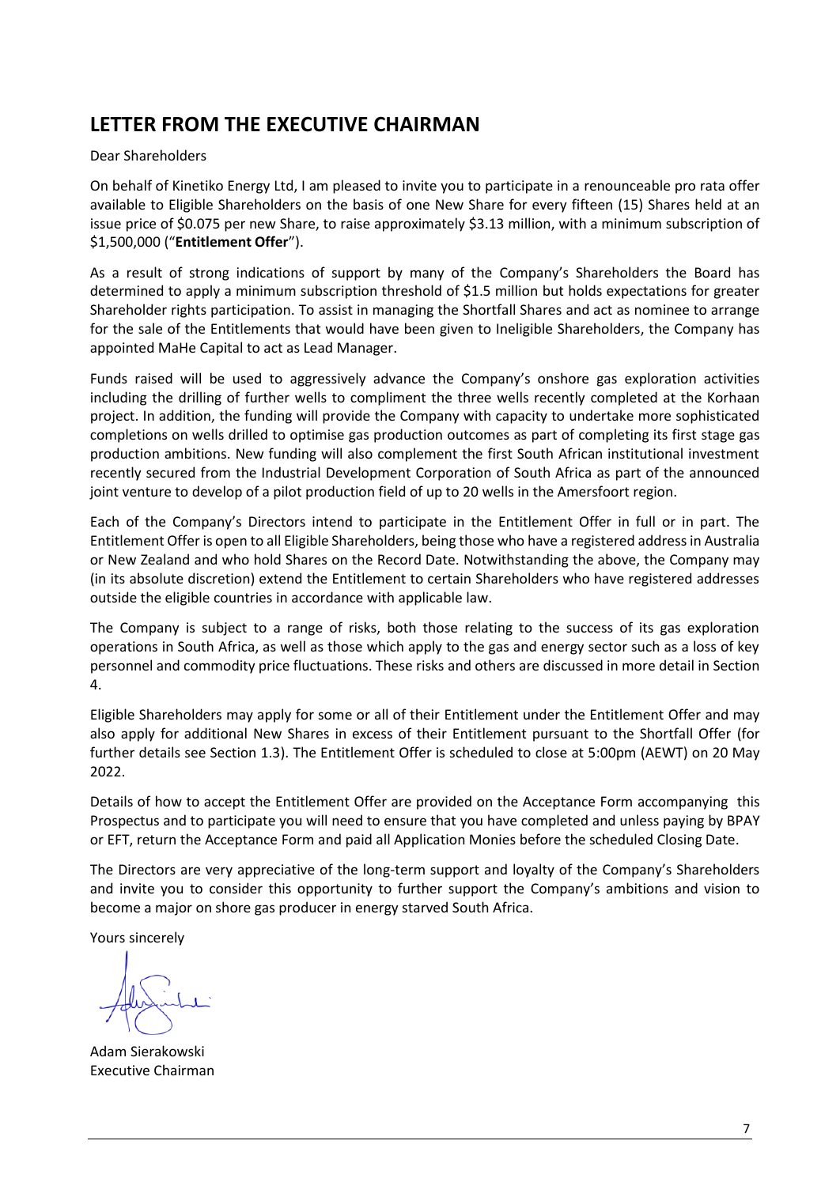# LETTER FROM THE EXECUTIVE CHAIRMAN

Dear Shareholders

On behalf of Kinetiko Energy Ltd, I am pleased to invite you to participate in a renounceable pro rata offer available to Eligible Shareholders on the basis of one New Share for every fifteen (15) Shares held at an issue price of $0.075 per new Share, to raise approximately $3.13 million, with a minimum subscription of $1,500,000 ("**Entitlement Offer**").

As a result of strong indications of support by many of the Company's Shareholders the Board has determined to apply a minimum subscription threshold of $1.5 million but holds expectations for greater Shareholder rights participation. To assist in managing the Shortfall Shares and act as nominee to arrange for the sale of the Entitlements that would have been given to Ineligible Shareholders, the Company has appointed MaHe Capital to act as Lead Manager.

Funds raised will be used to aggressively advance the Company's onshore gas exploration activities including the drilling of further wells to compliment the three wells recently completed at the Korhaan project. In addition, the funding will provide the Company with capacity to undertake more sophisticated completions on wells drilled to optimise gas production outcomes as part of completing its first stage gas production ambitions. New funding will also complement the first South African institutional investment recently secured from the Industrial Development Corporation of South Africa as part of the announced joint venture to develop of a pilot production field of up to 20 wells in the Amersfoort region.

Each of the Company's Directors intend to participate in the Entitlement Offer in full or in part. The Entitlement Offer is open to all Eligible Shareholders, being those who have a registered address in Australia or New Zealand and who hold Shares on the Record Date. Notwithstanding the above, the Company may (in its absolute discretion) extend the Entitlement to certain Shareholders who have registered addresses outside the eligible countries in accordance with applicable law.

The Company is subject to a range of risks, both those relating to the success of its gas exploration operations in South Africa, as well as those which apply to the gas and energy sector such as a loss of key personnel and commodity price fluctuations. These risks and others are discussed in more detail in Section 4.

Eligible Shareholders may apply for some or all of their Entitlement under the Entitlement Offer and may also apply for additional New Shares in excess of their Entitlement pursuant to the Shortfall Offer (for further details see Section 1.3). The Entitlement Offer is scheduled to close at 5:00pm (AEWT) on 20 May 2022.

Details of how to accept the Entitlement Offer are provided on the Acceptance Form accompanying this Prospectus and to participate you will need to ensure that you have completed and unless paying by BPAY or EFT, return the Acceptance Form and paid all Application Monies before the scheduled Closing Date.

The Directors are very appreciative of the long-term support and loyalty of the Company's Shareholders and invite you to consider this opportunity to further support the Company's ambitions and vision to become a major on shore gas producer in energy starved South Africa.

Yours sincerely

Adam Sierakowski
Executive Chairman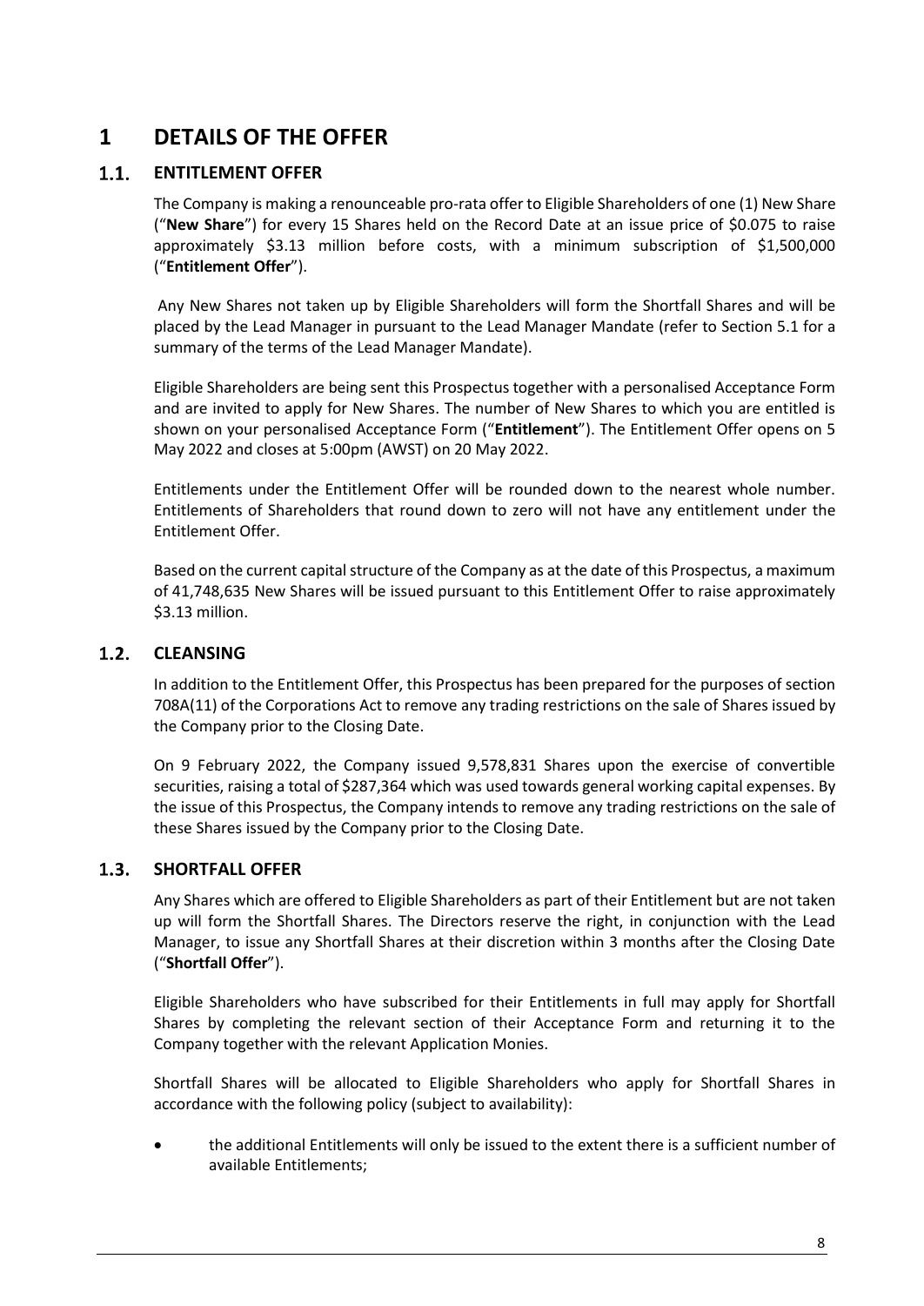# 1 DETAILS OF THE OFFER

## 1.1. ENTITLEMENT OFFER

The Company is making a renounceable pro-rata offer to Eligible Shareholders of one (1) New Share ("**New Share**") for every 15 Shares held on the Record Date at an issue price of $0.075 to raise approximately $3.13 million before costs, with a minimum subscription of $1,500,000 ("**Entitlement Offer**").

Any New Shares not taken up by Eligible Shareholders will form the Shortfall Shares and will be placed by the Lead Manager in pursuant to the Lead Manager Mandate (refer to Section 5.1 for a summary of the terms of the Lead Manager Mandate).

Eligible Shareholders are being sent this Prospectus together with a personalised Acceptance Form and are invited to apply for New Shares. The number of New Shares to which you are entitled is shown on your personalised Acceptance Form ("**Entitlement**"). The Entitlement Offer opens on 5 May 2022 and closes at 5:00pm (AWST) on 20 May 2022.

Entitlements under the Entitlement Offer will be rounded down to the nearest whole number. Entitlements of Shareholders that round down to zero will not have any entitlement under the Entitlement Offer.

Based on the current capital structure of the Company as at the date of this Prospectus, a maximum of 41,748,635 New Shares will be issued pursuant to this Entitlement Offer to raise approximately $3.13 million.

## 1.2. CLEANSING

In addition to the Entitlement Offer, this Prospectus has been prepared for the purposes of section 708A(11) of the Corporations Act to remove any trading restrictions on the sale of Shares issued by the Company prior to the Closing Date.

On 9 February 2022, the Company issued 9,578,831 Shares upon the exercise of convertible securities, raising a total of $287,364 which was used towards general working capital expenses. By the issue of this Prospectus, the Company intends to remove any trading restrictions on the sale of these Shares issued by the Company prior to the Closing Date.

## 1.3. SHORTFALL OFFER

Any Shares which are offered to Eligible Shareholders as part of their Entitlement but are not taken up will form the Shortfall Shares. The Directors reserve the right, in conjunction with the Lead Manager, to issue any Shortfall Shares at their discretion within 3 months after the Closing Date ("**Shortfall Offer**").

Eligible Shareholders who have subscribed for their Entitlements in full may apply for Shortfall Shares by completing the relevant section of their Acceptance Form and returning it to the Company together with the relevant Application Monies.

Shortfall Shares will be allocated to Eligible Shareholders who apply for Shortfall Shares in accordance with the following policy (subject to availability):

- the additional Entitlements will only be issued to the extent there is a sufficient number of available Entitlements;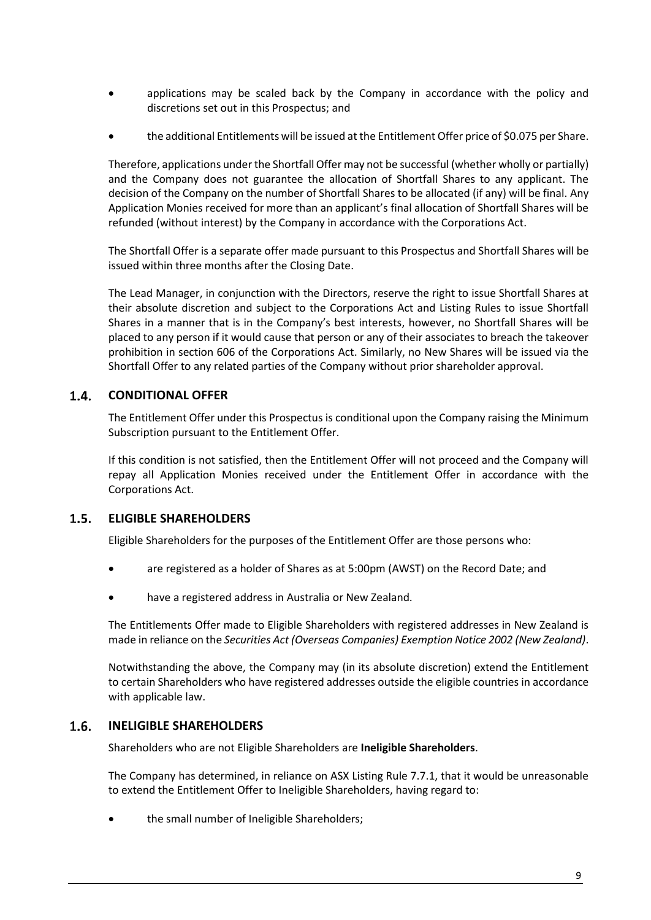- applications may be scaled back by the Company in accordance with the policy and discretions set out in this Prospectus; and
- the additional Entitlements will be issued at the Entitlement Offer price of $0.075 per Share.

Therefore, applications under the Shortfall Offer may not be successful (whether wholly or partially) and the Company does not guarantee the allocation of Shortfall Shares to any applicant. The decision of the Company on the number of Shortfall Shares to be allocated (if any) will be final. Any Application Monies received for more than an applicant's final allocation of Shortfall Shares will be refunded (without interest) by the Company in accordance with the Corporations Act.

The Shortfall Offer is a separate offer made pursuant to this Prospectus and Shortfall Shares will be issued within three months after the Closing Date.

The Lead Manager, in conjunction with the Directors, reserve the right to issue Shortfall Shares at their absolute discretion and subject to the Corporations Act and Listing Rules to issue Shortfall Shares in a manner that is in the Company's best interests, however, no Shortfall Shares will be placed to any person if it would cause that person or any of their associates to breach the takeover prohibition in section 606 of the Corporations Act. Similarly, no New Shares will be issued via the Shortfall Offer to any related parties of the Company without prior shareholder approval.

## 1.4. CONDITIONAL OFFER

The Entitlement Offer under this Prospectus is conditional upon the Company raising the Minimum Subscription pursuant to the Entitlement Offer.

If this condition is not satisfied, then the Entitlement Offer will not proceed and the Company will repay all Application Monies received under the Entitlement Offer in accordance with the Corporations Act.

## 1.5. ELIGIBLE SHAREHOLDERS

Eligible Shareholders for the purposes of the Entitlement Offer are those persons who:

- are registered as a holder of Shares as at 5:00pm (AWST) on the Record Date; and
- have a registered address in Australia or New Zealand.

The Entitlements Offer made to Eligible Shareholders with registered addresses in New Zealand is made in reliance on the *Securities Act (Overseas Companies) Exemption Notice 2002 (New Zealand)*.

Notwithstanding the above, the Company may (in its absolute discretion) extend the Entitlement to certain Shareholders who have registered addresses outside the eligible countries in accordance with applicable law.

## 1.6. INELIGIBLE SHAREHOLDERS

Shareholders who are not Eligible Shareholders are **Ineligible Shareholders**.

The Company has determined, in reliance on ASX Listing Rule 7.7.1, that it would be unreasonable to extend the Entitlement Offer to Ineligible Shareholders, having regard to:

- the small number of Ineligible Shareholders;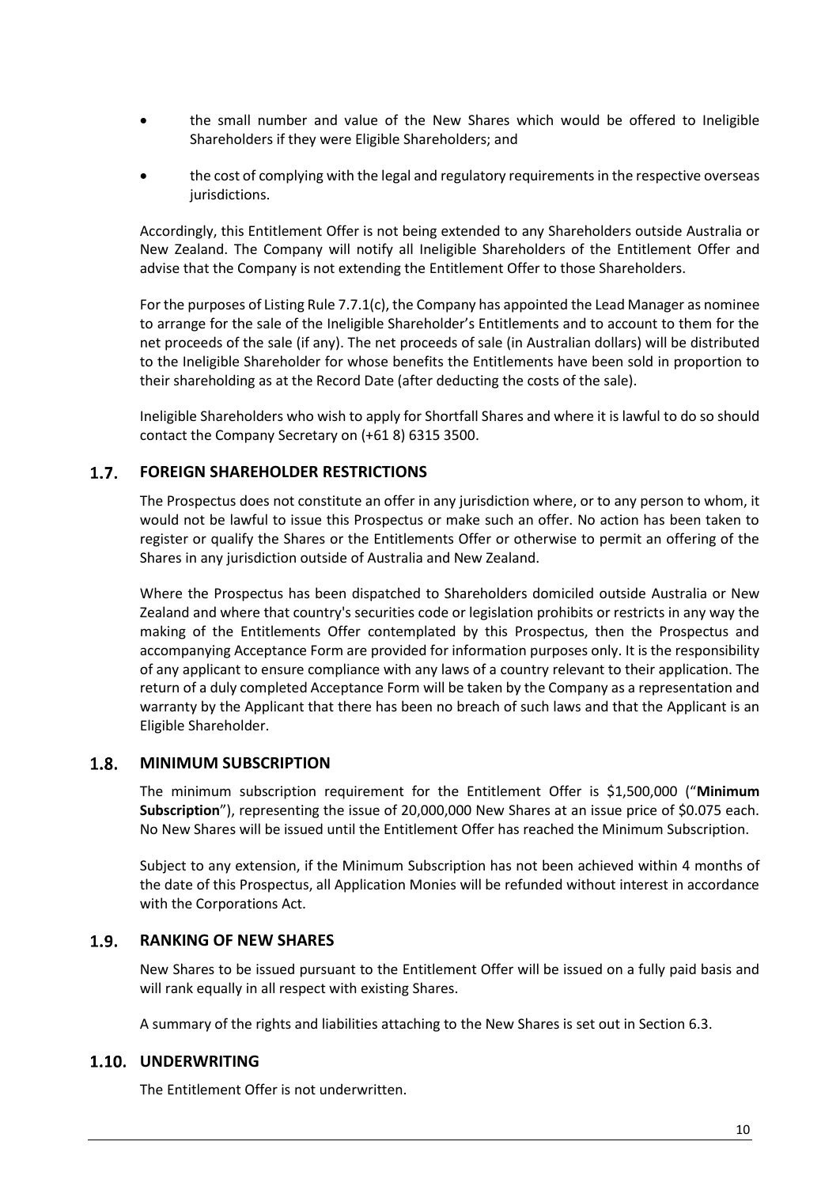- the small number and value of the New Shares which would be offered to Ineligible Shareholders if they were Eligible Shareholders; and
- the cost of complying with the legal and regulatory requirements in the respective overseas jurisdictions.

Accordingly, this Entitlement Offer is not being extended to any Shareholders outside Australia or New Zealand. The Company will notify all Ineligible Shareholders of the Entitlement Offer and advise that the Company is not extending the Entitlement Offer to those Shareholders.

For the purposes of Listing Rule 7.7.1(c), the Company has appointed the Lead Manager as nominee to arrange for the sale of the Ineligible Shareholder's Entitlements and to account to them for the net proceeds of the sale (if any). The net proceeds of sale (in Australian dollars) will be distributed to the Ineligible Shareholder for whose benefits the Entitlements have been sold in proportion to their shareholding as at the Record Date (after deducting the costs of the sale).

Ineligible Shareholders who wish to apply for Shortfall Shares and where it is lawful to do so should contact the Company Secretary on (+61 8) 6315 3500.

## 1.7. FOREIGN SHAREHOLDER RESTRICTIONS

The Prospectus does not constitute an offer in any jurisdiction where, or to any person to whom, it would not be lawful to issue this Prospectus or make such an offer. No action has been taken to register or qualify the Shares or the Entitlements Offer or otherwise to permit an offering of the Shares in any jurisdiction outside of Australia and New Zealand.

Where the Prospectus has been dispatched to Shareholders domiciled outside Australia or New Zealand and where that country's securities code or legislation prohibits or restricts in any way the making of the Entitlements Offer contemplated by this Prospectus, then the Prospectus and accompanying Acceptance Form are provided for information purposes only. It is the responsibility of any applicant to ensure compliance with any laws of a country relevant to their application. The return of a duly completed Acceptance Form will be taken by the Company as a representation and warranty by the Applicant that there has been no breach of such laws and that the Applicant is an Eligible Shareholder.

## 1.8. MINIMUM SUBSCRIPTION

The minimum subscription requirement for the Entitlement Offer is $1,500,000 ("**Minimum Subscription**"), representing the issue of 20,000,000 New Shares at an issue price of $0.075 each. No New Shares will be issued until the Entitlement Offer has reached the Minimum Subscription.

Subject to any extension, if the Minimum Subscription has not been achieved within 4 months of the date of this Prospectus, all Application Monies will be refunded without interest in accordance with the Corporations Act.

## 1.9. RANKING OF NEW SHARES

New Shares to be issued pursuant to the Entitlement Offer will be issued on a fully paid basis and will rank equally in all respect with existing Shares.

A summary of the rights and liabilities attaching to the New Shares is set out in Section 6.3.

## 1.10. UNDERWRITING

The Entitlement Offer is not underwritten.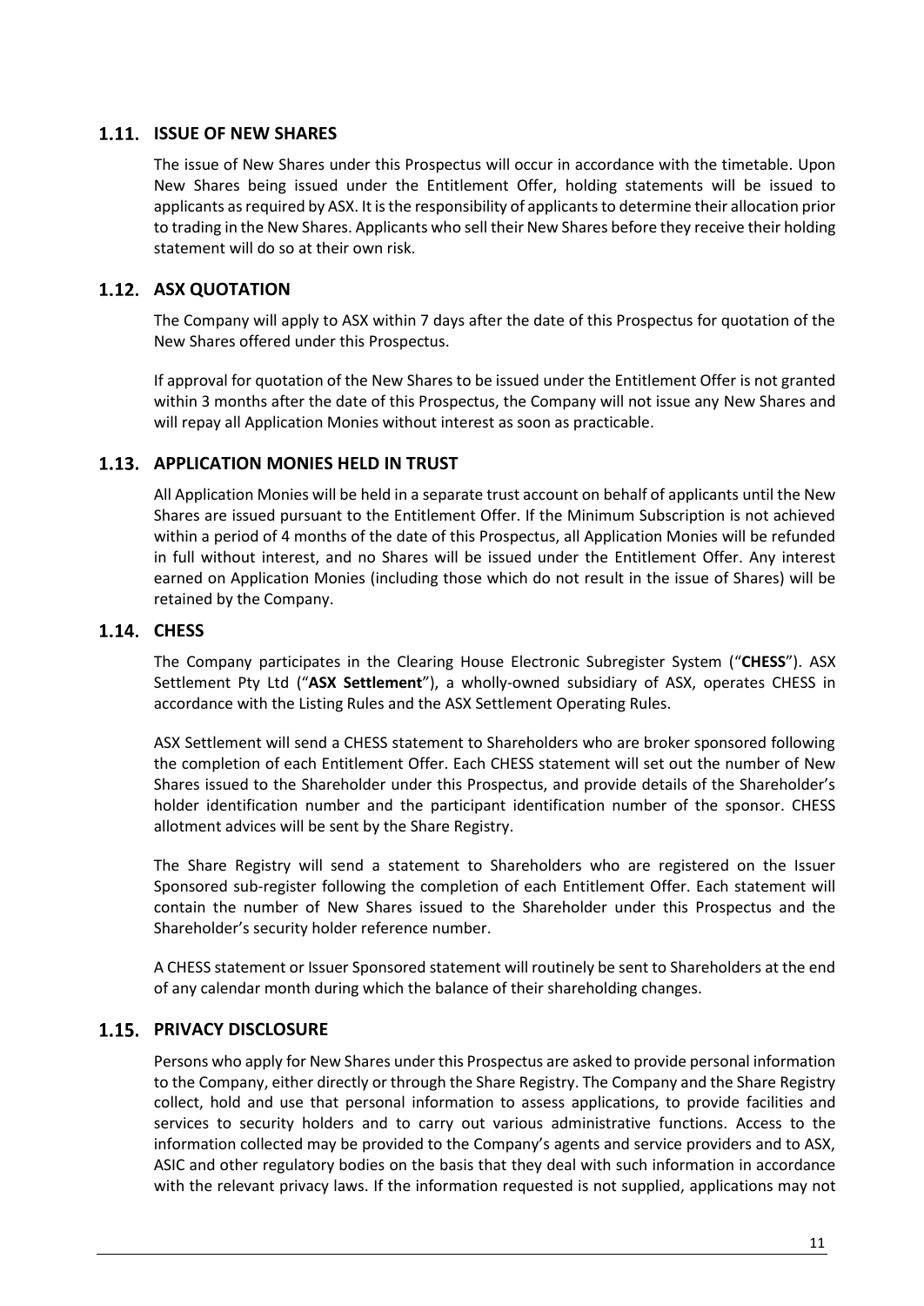## 1.11. ISSUE OF NEW SHARES

The issue of New Shares under this Prospectus will occur in accordance with the timetable. Upon New Shares being issued under the Entitlement Offer, holding statements will be issued to applicants as required by ASX. It is the responsibility of applicants to determine their allocation prior to trading in the New Shares. Applicants who sell their New Shares before they receive their holding statement will do so at their own risk.

## 1.12. ASX QUOTATION

The Company will apply to ASX within 7 days after the date of this Prospectus for quotation of the New Shares offered under this Prospectus.

If approval for quotation of the New Shares to be issued under the Entitlement Offer is not granted within 3 months after the date of this Prospectus, the Company will not issue any New Shares and will repay all Application Monies without interest as soon as practicable.

## 1.13. APPLICATION MONIES HELD IN TRUST

All Application Monies will be held in a separate trust account on behalf of applicants until the New Shares are issued pursuant to the Entitlement Offer. If the Minimum Subscription is not achieved within a period of 4 months of the date of this Prospectus, all Application Monies will be refunded in full without interest, and no Shares will be issued under the Entitlement Offer. Any interest earned on Application Monies (including those which do not result in the issue of Shares) will be retained by the Company.

## 1.14. CHESS

The Company participates in the Clearing House Electronic Subregister System ("**CHESS**"). ASX Settlement Pty Ltd ("**ASX Settlement**"), a wholly-owned subsidiary of ASX, operates CHESS in accordance with the Listing Rules and the ASX Settlement Operating Rules.

ASX Settlement will send a CHESS statement to Shareholders who are broker sponsored following the completion of each Entitlement Offer. Each CHESS statement will set out the number of New Shares issued to the Shareholder under this Prospectus, and provide details of the Shareholder's holder identification number and the participant identification number of the sponsor. CHESS allotment advices will be sent by the Share Registry.

The Share Registry will send a statement to Shareholders who are registered on the Issuer Sponsored sub-register following the completion of each Entitlement Offer. Each statement will contain the number of New Shares issued to the Shareholder under this Prospectus and the Shareholder's security holder reference number.

A CHESS statement or Issuer Sponsored statement will routinely be sent to Shareholders at the end of any calendar month during which the balance of their shareholding changes.

## 1.15. PRIVACY DISCLOSURE

Persons who apply for New Shares under this Prospectus are asked to provide personal information to the Company, either directly or through the Share Registry. The Company and the Share Registry collect, hold and use that personal information to assess applications, to provide facilities and services to security holders and to carry out various administrative functions. Access to the information collected may be provided to the Company's agents and service providers and to ASX, ASIC and other regulatory bodies on the basis that they deal with such information in accordance with the relevant privacy laws. If the information requested is not supplied, applications may not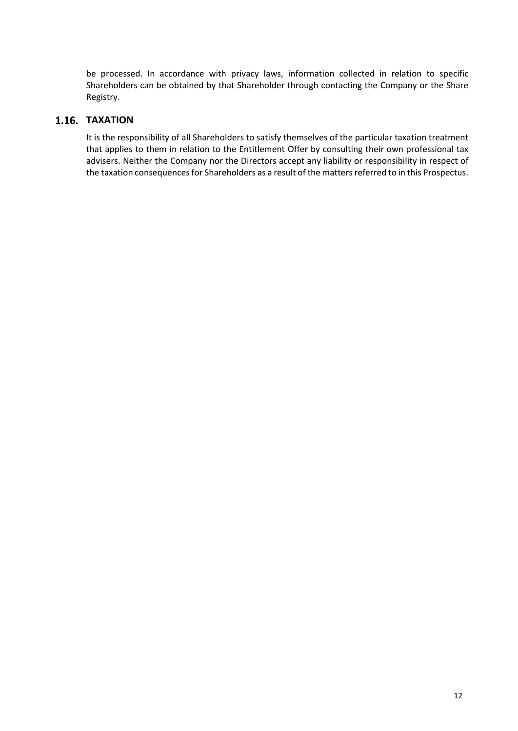be processed. In accordance with privacy laws, information collected in relation to specific Shareholders can be obtained by that Shareholder through contacting the Company or the Share Registry.

## 1.16. TAXATION

It is the responsibility of all Shareholders to satisfy themselves of the particular taxation treatment that applies to them in relation to the Entitlement Offer by consulting their own professional tax advisers. Neither the Company nor the Directors accept any liability or responsibility in respect of the taxation consequences for Shareholders as a result of the matters referred to in this Prospectus.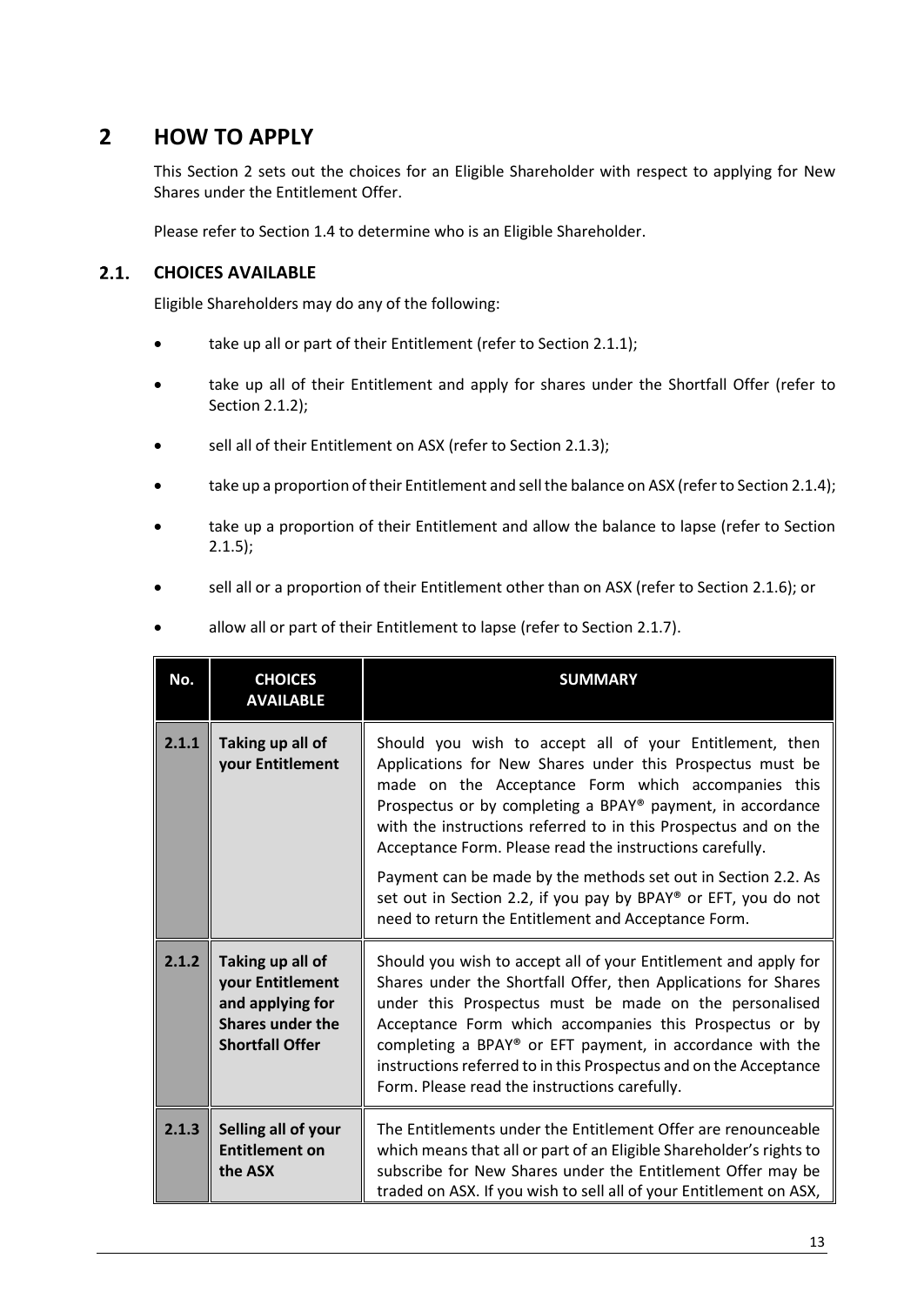# 2 HOW TO APPLY

This Section 2 sets out the choices for an Eligible Shareholder with respect to applying for New Shares under the Entitlement Offer.

Please refer to Section 1.4 to determine who is an Eligible Shareholder.

## 2.1. CHOICES AVAILABLE

Eligible Shareholders may do any of the following:

- take up all or part of their Entitlement (refer to Section 2.1.1);
- take up all of their Entitlement and apply for shares under the Shortfall Offer (refer to Section 2.1.2);
- sell all of their Entitlement on ASX (refer to Section 2.1.3);
- take up a proportion of their Entitlement and sell the balance on ASX (refer to Section 2.1.4);
- take up a proportion of their Entitlement and allow the balance to lapse (refer to Section 2.1.5);
- sell all or a proportion of their Entitlement other than on ASX (refer to Section 2.1.6); or
- allow all or part of their Entitlement to lapse (refer to Section 2.1.7).

| No. | CHOICES AVAILABLE | SUMMARY |
|---|---|---|
| **2.1.1** | **Taking up all of your Entitlement** | Should you wish to accept all of your Entitlement, then Applications for New Shares under this Prospectus must be made on the Acceptance Form which accompanies this Prospectus or by completing a BPAY® payment, in accordance with the instructions referred to in this Prospectus and on the Acceptance Form. Please read the instructions carefully.<br><br>Payment can be made by the methods set out in Section 2.2. As set out in Section 2.2, if you pay by BPAY® or EFT, you do not need to return the Entitlement and Acceptance Form. |
| **2.1.2** | **Taking up all of your Entitlement and applying for Shares under the Shortfall Offer** | Should you wish to accept all of your Entitlement and apply for Shares under the Shortfall Offer, then Applications for Shares under this Prospectus must be made on the personalised Acceptance Form which accompanies this Prospectus or by completing a BPAY® or EFT payment, in accordance with the instructions referred to in this Prospectus and on the Acceptance Form. Please read the instructions carefully. |
| **2.1.3** | **Selling all of your Entitlement on the ASX** | The Entitlements under the Entitlement Offer are renounceable which means that all or part of an Eligible Shareholder's rights to subscribe for New Shares under the Entitlement Offer may be traded on ASX. If you wish to sell all of your Entitlement on ASX, |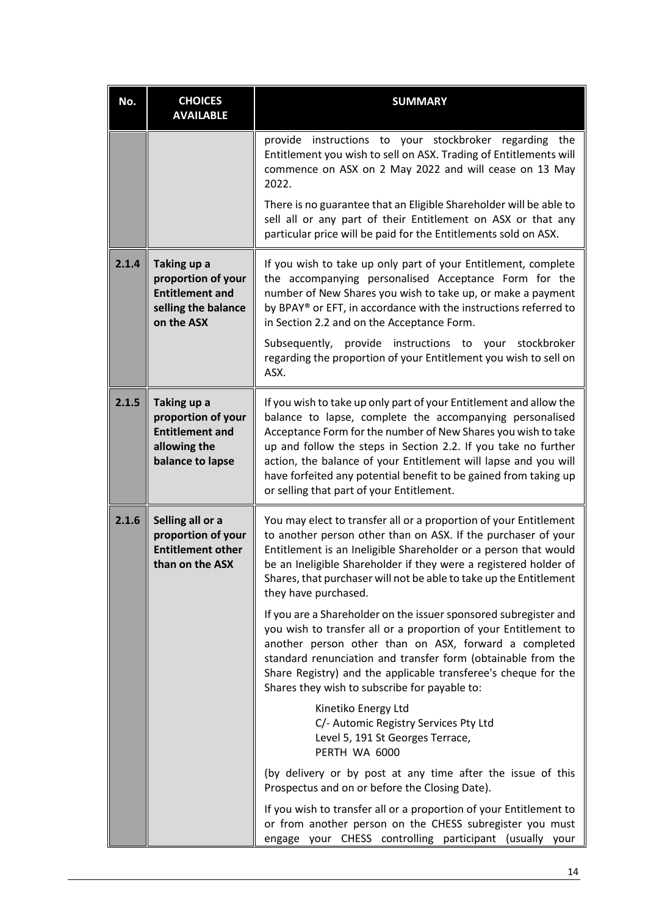| No. | CHOICES AVAILABLE | SUMMARY |
|---|---|---|
| | | provide instructions to your stockbroker regarding the Entitlement you wish to sell on ASX. Trading of Entitlements will commence on ASX on 2 May 2022 and will cease on 13 May 2022.<br><br>There is no guarantee that an Eligible Shareholder will be able to sell all or any part of their Entitlement on ASX or that any particular price will be paid for the Entitlements sold on ASX. |
| **2.1.4** | **Taking up a proportion of your Entitlement and selling the balance on the ASX** | If you wish to take up only part of your Entitlement, complete the accompanying personalised Acceptance Form for the number of New Shares you wish to take up, or make a payment by BPAY® or EFT, in accordance with the instructions referred to in Section 2.2 and on the Acceptance Form.<br><br>Subsequently, provide instructions to your stockbroker regarding the proportion of your Entitlement you wish to sell on ASX. |
| **2.1.5** | **Taking up a proportion of your Entitlement and allowing the balance to lapse** | If you wish to take up only part of your Entitlement and allow the balance to lapse, complete the accompanying personalised Acceptance Form for the number of New Shares you wish to take up and follow the steps in Section 2.2. If you take no further action, the balance of your Entitlement will lapse and you will have forfeited any potential benefit to be gained from taking up or selling that part of your Entitlement. |
| **2.1.6** | **Selling all or a proportion of your Entitlement other than on the ASX** | You may elect to transfer all or a proportion of your Entitlement to another person other than on ASX. If the purchaser of your Entitlement is an Ineligible Shareholder or a person that would be an Ineligible Shareholder if they were a registered holder of Shares, that purchaser will not be able to take up the Entitlement they have purchased.<br><br>If you are a Shareholder on the issuer sponsored subregister and you wish to transfer all or a proportion of your Entitlement to another person other than on ASX, forward a completed standard renunciation and transfer form (obtainable from the Share Registry) and the applicable transferee's cheque for the Shares they wish to subscribe for payable to:<br><br>Kinetiko Energy Ltd<br>C/- Automic Registry Services Pty Ltd<br>Level 5, 191 St Georges Terrace,<br>PERTH WA 6000<br><br>(by delivery or by post at any time after the issue of this Prospectus and on or before the Closing Date).<br><br>If you wish to transfer all or a proportion of your Entitlement to or from another person on the CHESS subregister you must engage your CHESS controlling participant (usually your |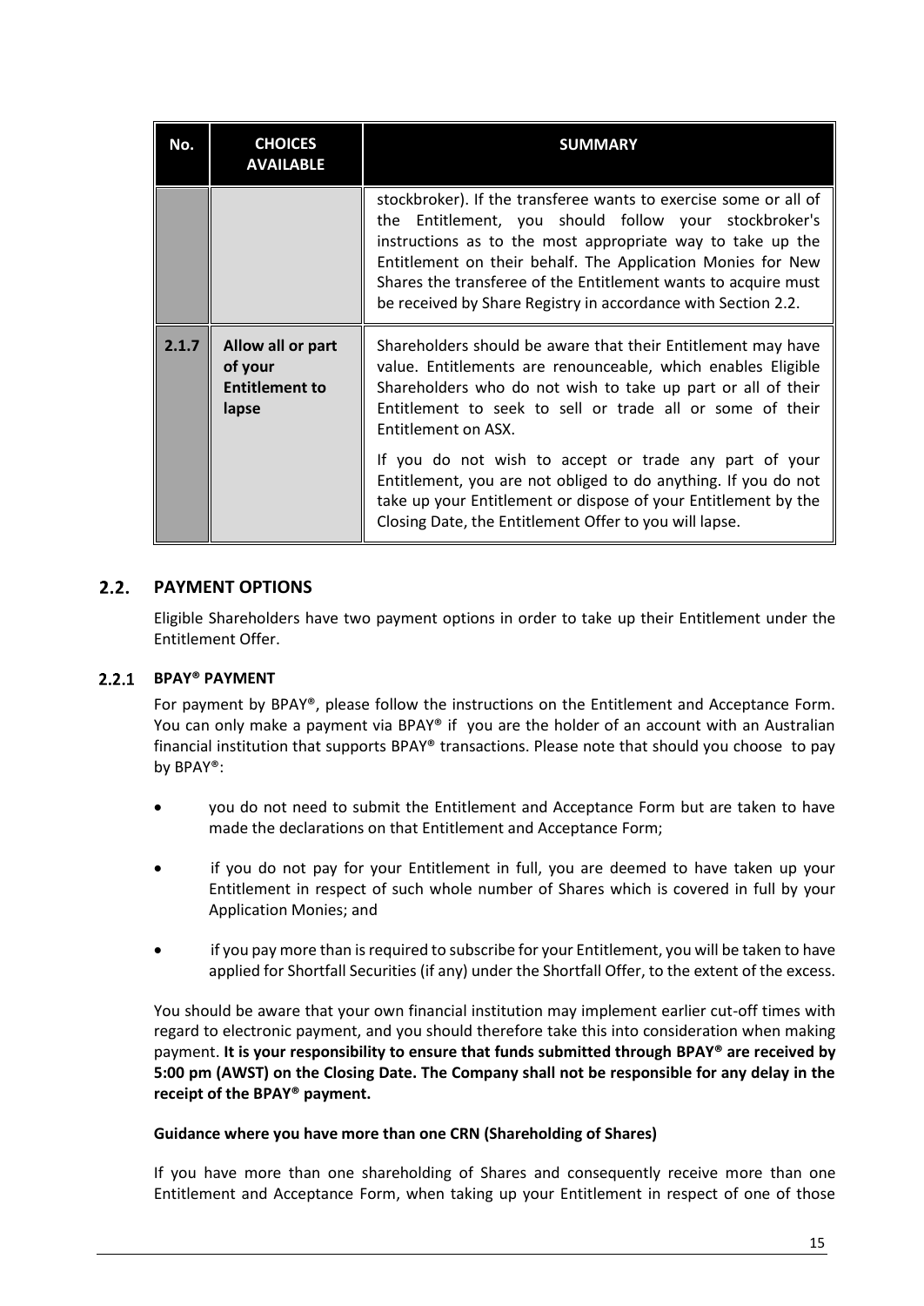| No. | CHOICES AVAILABLE | SUMMARY |
|---|---|---|
| | | stockbroker). If the transferee wants to exercise some or all of the Entitlement, you should follow your stockbroker's instructions as to the most appropriate way to take up the Entitlement on their behalf. The Application Monies for New Shares the transferee of the Entitlement wants to acquire must be received by Share Registry in accordance with Section 2.2. |
| **2.1.7** | **Allow all or part of your Entitlement to lapse** | Shareholders should be aware that their Entitlement may have value. Entitlements are renounceable, which enables Eligible Shareholders who do not wish to take up part or all of their Entitlement to seek to sell or trade all or some of their Entitlement on ASX.<br><br>If you do not wish to accept or trade any part of your Entitlement, you are not obliged to do anything. If you do not take up your Entitlement or dispose of your Entitlement by the Closing Date, the Entitlement Offer to you will lapse. |

## 2.2. PAYMENT OPTIONS

Eligible Shareholders have two payment options in order to take up their Entitlement under the Entitlement Offer.

### 2.2.1 BPAY® PAYMENT

For payment by BPAY®, please follow the instructions on the Entitlement and Acceptance Form. You can only make a payment via BPAY® if you are the holder of an account with an Australian financial institution that supports BPAY® transactions. Please note that should you choose to pay by BPAY®:

- you do not need to submit the Entitlement and Acceptance Form but are taken to have made the declarations on that Entitlement and Acceptance Form;
- if you do not pay for your Entitlement in full, you are deemed to have taken up your Entitlement in respect of such whole number of Shares which is covered in full by your Application Monies; and
- if you pay more than is required to subscribe for your Entitlement, you will be taken to have applied for Shortfall Securities (if any) under the Shortfall Offer, to the extent of the excess.

You should be aware that your own financial institution may implement earlier cut-off times with regard to electronic payment, and you should therefore take this into consideration when making payment. **It is your responsibility to ensure that funds submitted through BPAY® are received by 5:00 pm (AWST) on the Closing Date. The Company shall not be responsible for any delay in the receipt of the BPAY® payment.**

**Guidance where you have more than one CRN (Shareholding of Shares)**

If you have more than one shareholding of Shares and consequently receive more than one Entitlement and Acceptance Form, when taking up your Entitlement in respect of one of those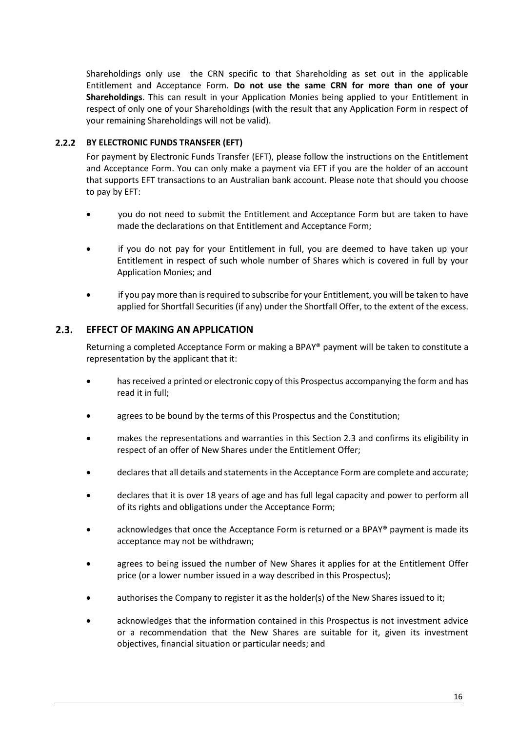Shareholdings only use the CRN specific to that Shareholding as set out in the applicable Entitlement and Acceptance Form. **Do not use the same CRN for more than one of your Shareholdings**. This can result in your Application Monies being applied to your Entitlement in respect of only one of your Shareholdings (with the result that any Application Form in respect of your remaining Shareholdings will not be valid).

### 2.2.2 BY ELECTRONIC FUNDS TRANSFER (EFT)

For payment by Electronic Funds Transfer (EFT), please follow the instructions on the Entitlement and Acceptance Form. You can only make a payment via EFT if you are the holder of an account that supports EFT transactions to an Australian bank account. Please note that should you choose to pay by EFT:

- you do not need to submit the Entitlement and Acceptance Form but are taken to have made the declarations on that Entitlement and Acceptance Form;
- if you do not pay for your Entitlement in full, you are deemed to have taken up your Entitlement in respect of such whole number of Shares which is covered in full by your Application Monies; and
- if you pay more than is required to subscribe for your Entitlement, you will be taken to have applied for Shortfall Securities (if any) under the Shortfall Offer, to the extent of the excess.

## 2.3. EFFECT OF MAKING AN APPLICATION

Returning a completed Acceptance Form or making a BPAY® payment will be taken to constitute a representation by the applicant that it:

- has received a printed or electronic copy of this Prospectus accompanying the form and has read it in full;
- agrees to be bound by the terms of this Prospectus and the Constitution;
- makes the representations and warranties in this Section 2.3 and confirms its eligibility in respect of an offer of New Shares under the Entitlement Offer;
- declares that all details and statements in the Acceptance Form are complete and accurate;
- declares that it is over 18 years of age and has full legal capacity and power to perform all of its rights and obligations under the Acceptance Form;
- acknowledges that once the Acceptance Form is returned or a BPAY® payment is made its acceptance may not be withdrawn;
- agrees to being issued the number of New Shares it applies for at the Entitlement Offer price (or a lower number issued in a way described in this Prospectus);
- authorises the Company to register it as the holder(s) of the New Shares issued to it;
- acknowledges that the information contained in this Prospectus is not investment advice or a recommendation that the New Shares are suitable for it, given its investment objectives, financial situation or particular needs; and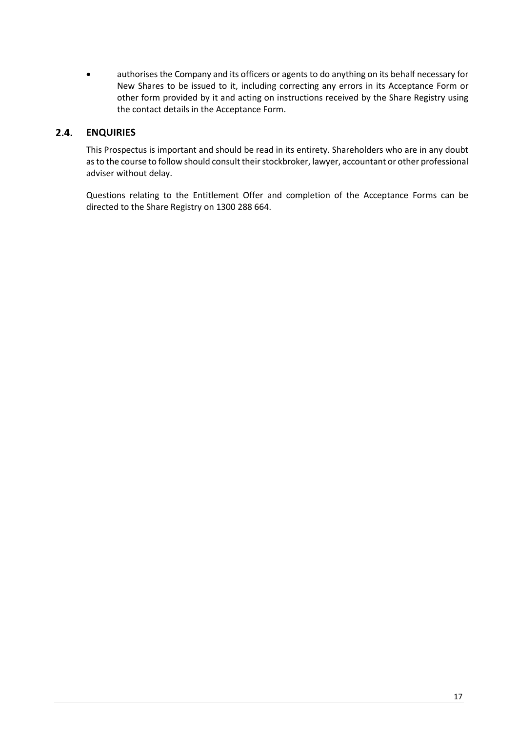- authorises the Company and its officers or agents to do anything on its behalf necessary for New Shares to be issued to it, including correcting any errors in its Acceptance Form or other form provided by it and acting on instructions received by the Share Registry using the contact details in the Acceptance Form.

## 2.4. ENQUIRIES

This Prospectus is important and should be read in its entirety. Shareholders who are in any doubt as to the course to follow should consult their stockbroker, lawyer, accountant or other professional adviser without delay.

Questions relating to the Entitlement Offer and completion of the Acceptance Forms can be directed to the Share Registry on 1300 288 664.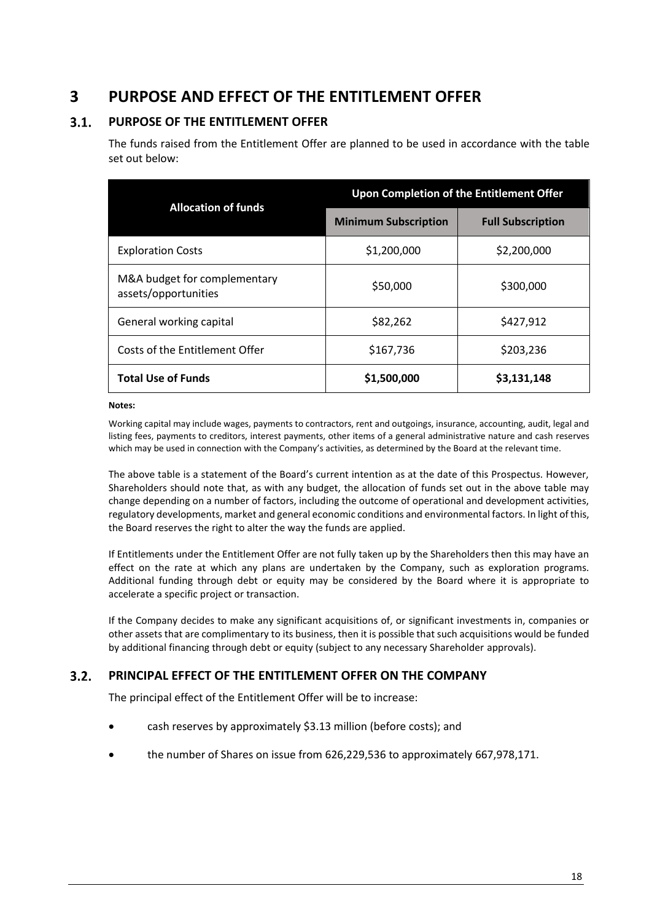# 3 PURPOSE AND EFFECT OF THE ENTITLEMENT OFFER

## 3.1. PURPOSE OF THE ENTITLEMENT OFFER

The funds raised from the Entitlement Offer are planned to be used in accordance with the table set out below:

| Allocation of funds | Upon Completion of the Entitlement Offer | |
|---|---|---|
| | **Minimum Subscription** | **Full Subscription** |
| Exploration Costs | $1,200,000 | $2,200,000 |
| M&A budget for complementary assets/opportunities | $50,000 | $300,000 |
| General working capital | $82,262 | $427,912 |
| Costs of the Entitlement Offer | $167,736 | $203,236 |
| **Total Use of Funds** | **$1,500,000** | **$3,131,148** |

**Notes:**

Working capital may include wages, payments to contractors, rent and outgoings, insurance, accounting, audit, legal and listing fees, payments to creditors, interest payments, other items of a general administrative nature and cash reserves which may be used in connection with the Company's activities, as determined by the Board at the relevant time.

The above table is a statement of the Board's current intention as at the date of this Prospectus. However, Shareholders should note that, as with any budget, the allocation of funds set out in the above table may change depending on a number of factors, including the outcome of operational and development activities, regulatory developments, market and general economic conditions and environmental factors. In light of this, the Board reserves the right to alter the way the funds are applied.

If Entitlements under the Entitlement Offer are not fully taken up by the Shareholders then this may have an effect on the rate at which any plans are undertaken by the Company, such as exploration programs. Additional funding through debt or equity may be considered by the Board where it is appropriate to accelerate a specific project or transaction.

If the Company decides to make any significant acquisitions of, or significant investments in, companies or other assets that are complimentary to its business, then it is possible that such acquisitions would be funded by additional financing through debt or equity (subject to any necessary Shareholder approvals).

## 3.2. PRINCIPAL EFFECT OF THE ENTITLEMENT OFFER ON THE COMPANY

The principal effect of the Entitlement Offer will be to increase:

- cash reserves by approximately $3.13 million (before costs); and
- the number of Shares on issue from 626,229,536 to approximately 667,978,171.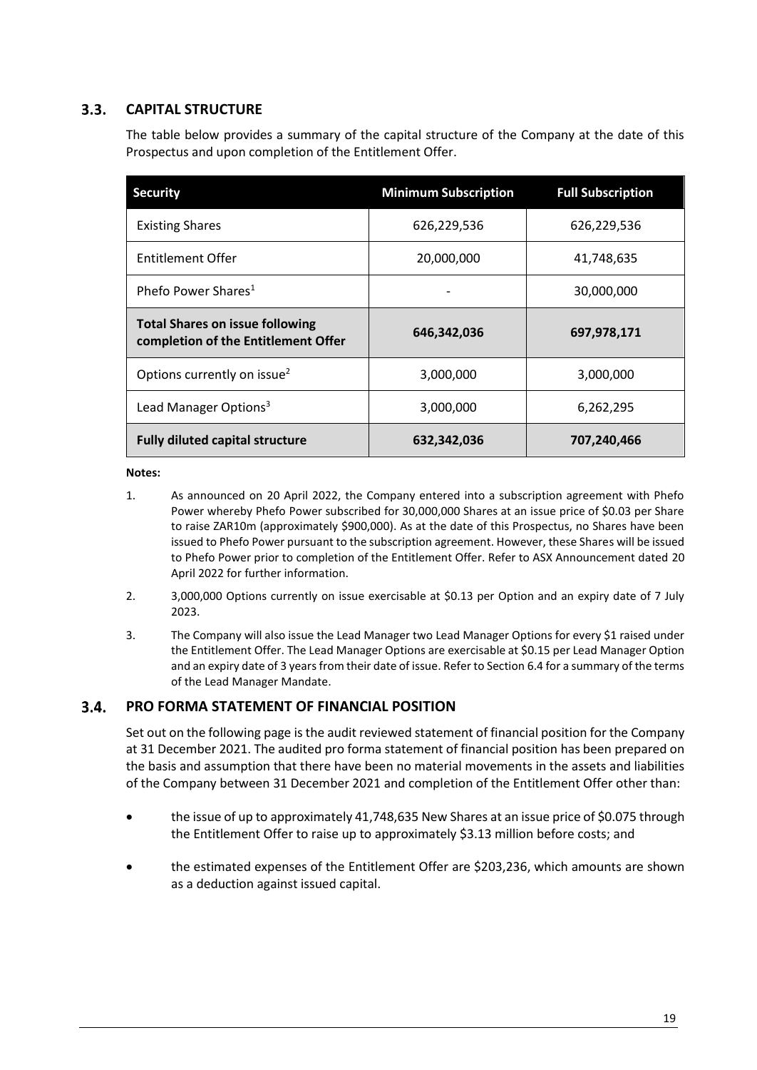## 3.3. CAPITAL STRUCTURE

The table below provides a summary of the capital structure of the Company at the date of this Prospectus and upon completion of the Entitlement Offer.

| Security | Minimum Subscription | Full Subscription |
|---|---|---|
| Existing Shares | 626,229,536 | 626,229,536 |
| Entitlement Offer | 20,000,000 | 41,748,635 |
| Phefo Power Shares[1] | - | 30,000,000 |
| **Total Shares on issue following completion of the Entitlement Offer** | **646,342,036** | **697,978,171** |
| Options currently on issue[2] | 3,000,000 | 3,000,000 |
| Lead Manager Options[3] | 3,000,000 | 6,262,295 |
| **Fully diluted capital structure** | **632,342,036** | **707,240,466** |

**Notes:**

1. As announced on 20 April 2022, the Company entered into a subscription agreement with Phefo Power whereby Phefo Power subscribed for 30,000,000 Shares at an issue price of $0.03 per Share to raise ZAR10m (approximately $900,000). As at the date of this Prospectus, no Shares have been issued to Phefo Power pursuant to the subscription agreement. However, these Shares will be issued to Phefo Power prior to completion of the Entitlement Offer. Refer to ASX Announcement dated 20 April 2022 for further information.
2. 3,000,000 Options currently on issue exercisable at $0.13 per Option and an expiry date of 7 July 2023.
3. The Company will also issue the Lead Manager two Lead Manager Options for every $1 raised under the Entitlement Offer. The Lead Manager Options are exercisable at $0.15 per Lead Manager Option and an expiry date of 3 years from their date of issue. Refer to Section 6.4 for a summary of the terms of the Lead Manager Mandate.

## 3.4. PRO FORMA STATEMENT OF FINANCIAL POSITION

Set out on the following page is the audit reviewed statement of financial position for the Company at 31 December 2021. The audited pro forma statement of financial position has been prepared on the basis and assumption that there have been no material movements in the assets and liabilities of the Company between 31 December 2021 and completion of the Entitlement Offer other than:

- the issue of up to approximately 41,748,635 New Shares at an issue price of $0.075 through the Entitlement Offer to raise up to approximately $3.13 million before costs; and
- the estimated expenses of the Entitlement Offer are $203,236, which amounts are shown as a deduction against issued capital.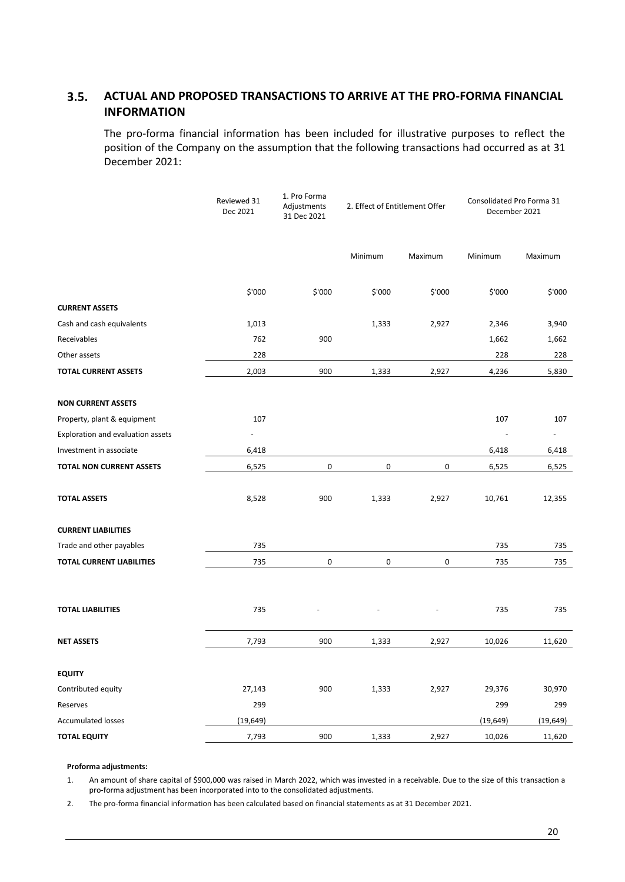## 3.5. ACTUAL AND PROPOSED TRANSACTIONS TO ARRIVE AT THE PRO-FORMA FINANCIAL INFORMATION

The pro-forma financial information has been included for illustrative purposes to reflect the position of the Company on the assumption that the following transactions had occurred as at 31 December 2021:

| | Reviewed 31 Dec 2021 | 1. Pro Forma Adjustments 31 Dec 2021 | 2. Effect of Entitlement Offer | | Consolidated Pro Forma 31 December 2021 | |
|---|---|---|---|---|---|---|
| | | | Minimum | Maximum | Minimum | Maximum |
| | \$'000 | \$'000 | \$'000 | \$'000 | \$'000 | \$'000 |
| **CURRENT ASSETS** | | | | | | |
| Cash and cash equivalents | 1,013 | | 1,333 | 2,927 | 2,346 | 3,940 |
| Receivables | 762 | 900 | | | 1,662 | 1,662 |
| Other assets | 228 | | | | 228 | 228 |
| **TOTAL CURRENT ASSETS** | 2,003 | 900 | 1,333 | 2,927 | 4,236 | 5,830 |
| **NON CURRENT ASSETS** | | | | | | |
| Property, plant & equipment | 107 | | | | 107 | 107 |
| Exploration and evaluation assets | - | | | | - | - |
| Investment in associate | 6,418 | | | | 6,418 | 6,418 |
| **TOTAL NON CURRENT ASSETS** | 6,525 | 0 | 0 | 0 | 6,525 | 6,525 |
| **TOTAL ASSETS** | 8,528 | 900 | 1,333 | 2,927 | 10,761 | 12,355 |
| **CURRENT LIABILITIES** | | | | | | |
| Trade and other payables | 735 | | | | 735 | 735 |
| **TOTAL CURRENT LIABILITIES** | 735 | 0 | 0 | 0 | 735 | 735 |
| **TOTAL LIABILITIES** | 735 | - | - | - | 735 | 735 |
| **NET ASSETS** | 7,793 | 900 | 1,333 | 2,927 | 10,026 | 11,620 |
| **EQUITY** | | | | | | |
| Contributed equity | 27,143 | 900 | 1,333 | 2,927 | 29,376 | 30,970 |
| Reserves | 299 | | | | 299 | 299 |
| Accumulated losses | (19,649) | | | | (19,649) | (19,649) |
| **TOTAL EQUITY** | 7,793 | 900 | 1,333 | 2,927 | 10,026 | 11,620 |

**Proforma adjustments:**

1. An amount of share capital of \$900,000 was raised in March 2022, which was invested in a receivable. Due to the size of this transaction a pro-forma adjustment has been incorporated into to the consolidated adjustments.
2. The pro-forma financial information has been calculated based on financial statements as at 31 December 2021.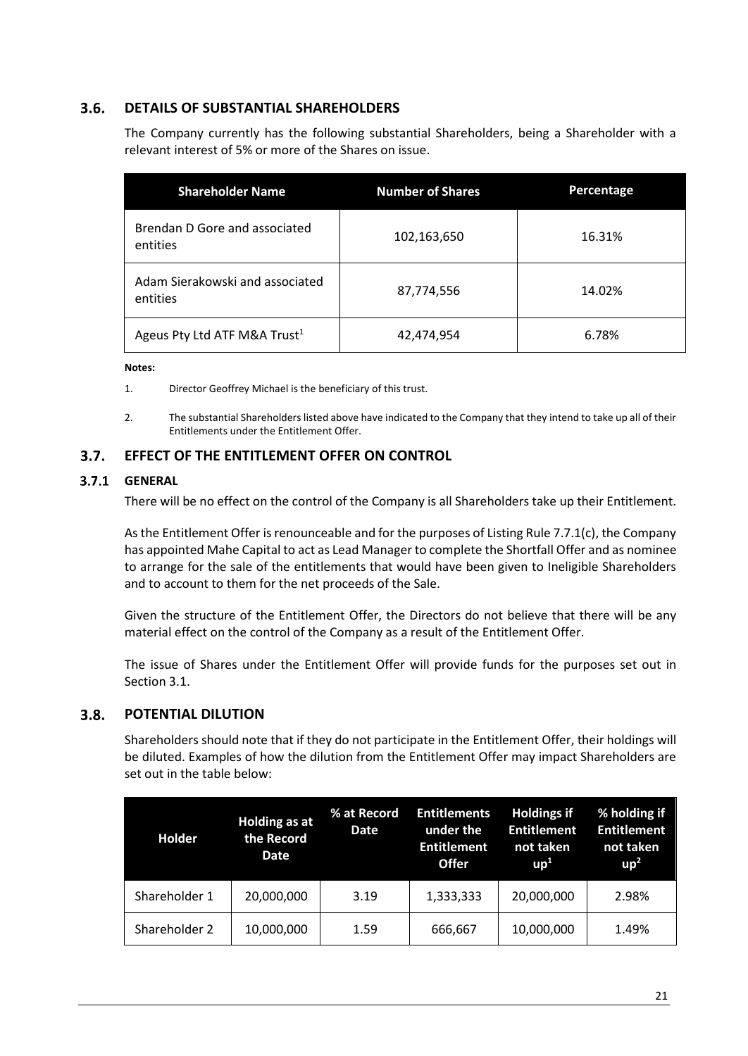## 3.6. DETAILS OF SUBSTANTIAL SHAREHOLDERS

The Company currently has the following substantial Shareholders, being a Shareholder with a relevant interest of 5% or more of the Shares on issue.

| Shareholder Name | Number of Shares | Percentage |
|---|---|---|
| Brendan D Gore and associated entities | 102,163,650 | 16.31% |
| Adam Sierakowski and associated entities | 87,774,556 | 14.02% |
| Ageus Pty Ltd ATF M&A Trust[1] | 42,474,954 | 6.78% |

**Notes:**

1. Director Geoffrey Michael is the beneficiary of this trust.
2. The substantial Shareholders listed above have indicated to the Company that they intend to take up all of their Entitlements under the Entitlement Offer.

## 3.7. EFFECT OF THE ENTITLEMENT OFFER ON CONTROL

### 3.7.1 GENERAL

There will be no effect on the control of the Company is all Shareholders take up their Entitlement.

As the Entitlement Offer is renounceable and for the purposes of Listing Rule 7.7.1(c), the Company has appointed Mahe Capital to act as Lead Manager to complete the Shortfall Offer and as nominee to arrange for the sale of the entitlements that would have been given to Ineligible Shareholders and to account to them for the net proceeds of the Sale.

Given the structure of the Entitlement Offer, the Directors do not believe that there will be any material effect on the control of the Company as a result of the Entitlement Offer.

The issue of Shares under the Entitlement Offer will provide funds for the purposes set out in Section 3.1.

## 3.8. POTENTIAL DILUTION

Shareholders should note that if they do not participate in the Entitlement Offer, their holdings will be diluted. Examples of how the dilution from the Entitlement Offer may impact Shareholders are set out in the table below:

| Holder | Holding as at the Record Date | % at Record Date | Entitlements under the Entitlement Offer | Holdings if Entitlement not taken up[1] | % holding if Entitlement not taken up[2] |
|---|---|---|---|---|---|
| Shareholder 1 | 20,000,000 | 3.19 | 1,333,333 | 20,000,000 | 2.98% |
| Shareholder 2 | 10,000,000 | 1.59 | 666,667 | 10,000,000 | 1.49% |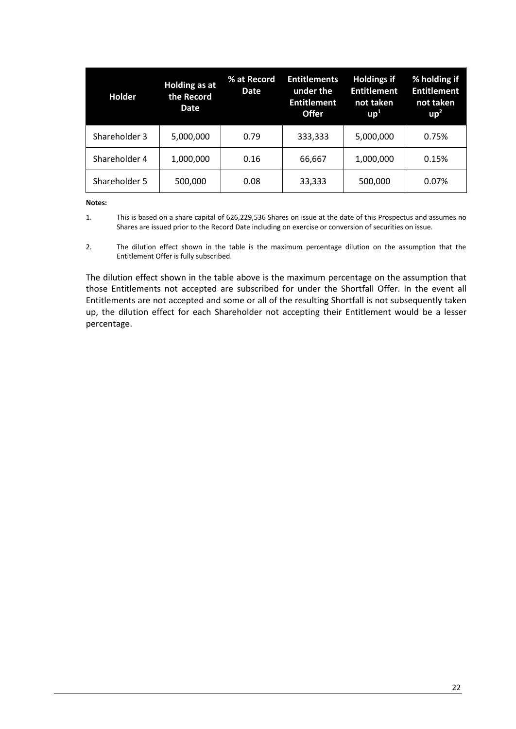| Holder | Holding as at the Record Date | % at Record Date | Entitlements under the Entitlement Offer | Holdings if Entitlement not taken up[1] | % holding if Entitlement not taken up[2] |
|---|---|---|---|---|---|
| Shareholder 3 | 5,000,000 | 0.79 | 333,333 | 5,000,000 | 0.75% |
| Shareholder 4 | 1,000,000 | 0.16 | 66,667 | 1,000,000 | 0.15% |
| Shareholder 5 | 500,000 | 0.08 | 33,333 | 500,000 | 0.07% |

**Notes:**

1. This is based on a share capital of 626,229,536 Shares on issue at the date of this Prospectus and assumes no Shares are issued prior to the Record Date including on exercise or conversion of securities on issue.

2. The dilution effect shown in the table is the maximum percentage dilution on the assumption that the Entitlement Offer is fully subscribed.

The dilution effect shown in the table above is the maximum percentage on the assumption that those Entitlements not accepted are subscribed for under the Shortfall Offer. In the event all Entitlements are not accepted and some or all of the resulting Shortfall is not subsequently taken up, the dilution effect for each Shareholder not accepting their Entitlement would be a lesser percentage.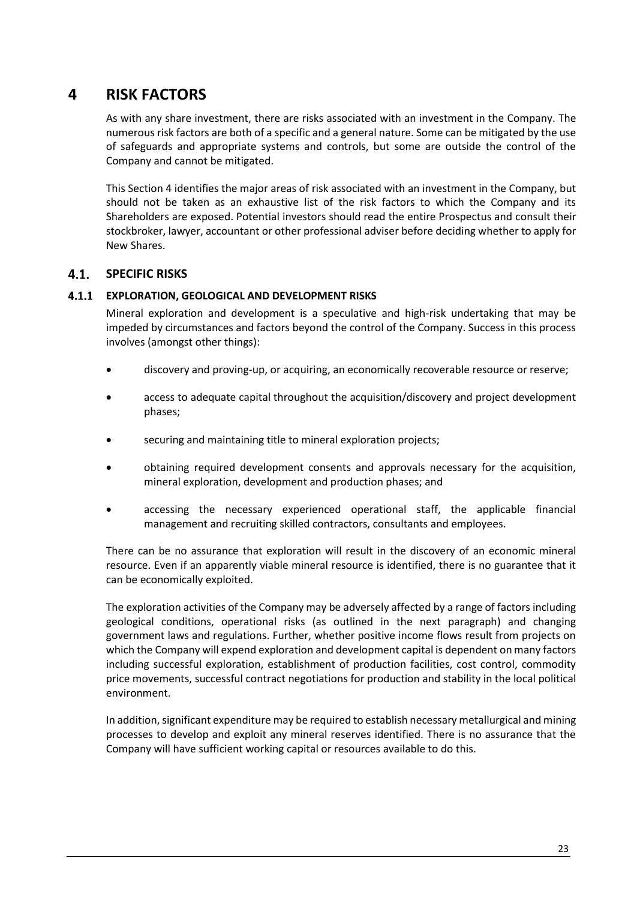# 4 RISK FACTORS

As with any share investment, there are risks associated with an investment in the Company. The numerous risk factors are both of a specific and a general nature. Some can be mitigated by the use of safeguards and appropriate systems and controls, but some are outside the control of the Company and cannot be mitigated.

This Section 4 identifies the major areas of risk associated with an investment in the Company, but should not be taken as an exhaustive list of the risk factors to which the Company and its Shareholders are exposed. Potential investors should read the entire Prospectus and consult their stockbroker, lawyer, accountant or other professional adviser before deciding whether to apply for New Shares.

## 4.1. SPECIFIC RISKS

### 4.1.1 EXPLORATION, GEOLOGICAL AND DEVELOPMENT RISKS

Mineral exploration and development is a speculative and high-risk undertaking that may be impeded by circumstances and factors beyond the control of the Company. Success in this process involves (amongst other things):

- discovery and proving-up, or acquiring, an economically recoverable resource or reserve;
- access to adequate capital throughout the acquisition/discovery and project development phases;
- securing and maintaining title to mineral exploration projects;
- obtaining required development consents and approvals necessary for the acquisition, mineral exploration, development and production phases; and
- accessing the necessary experienced operational staff, the applicable financial management and recruiting skilled contractors, consultants and employees.

There can be no assurance that exploration will result in the discovery of an economic mineral resource. Even if an apparently viable mineral resource is identified, there is no guarantee that it can be economically exploited.

The exploration activities of the Company may be adversely affected by a range of factors including geological conditions, operational risks (as outlined in the next paragraph) and changing government laws and regulations. Further, whether positive income flows result from projects on which the Company will expend exploration and development capital is dependent on many factors including successful exploration, establishment of production facilities, cost control, commodity price movements, successful contract negotiations for production and stability in the local political environment.

In addition, significant expenditure may be required to establish necessary metallurgical and mining processes to develop and exploit any mineral reserves identified. There is no assurance that the Company will have sufficient working capital or resources available to do this.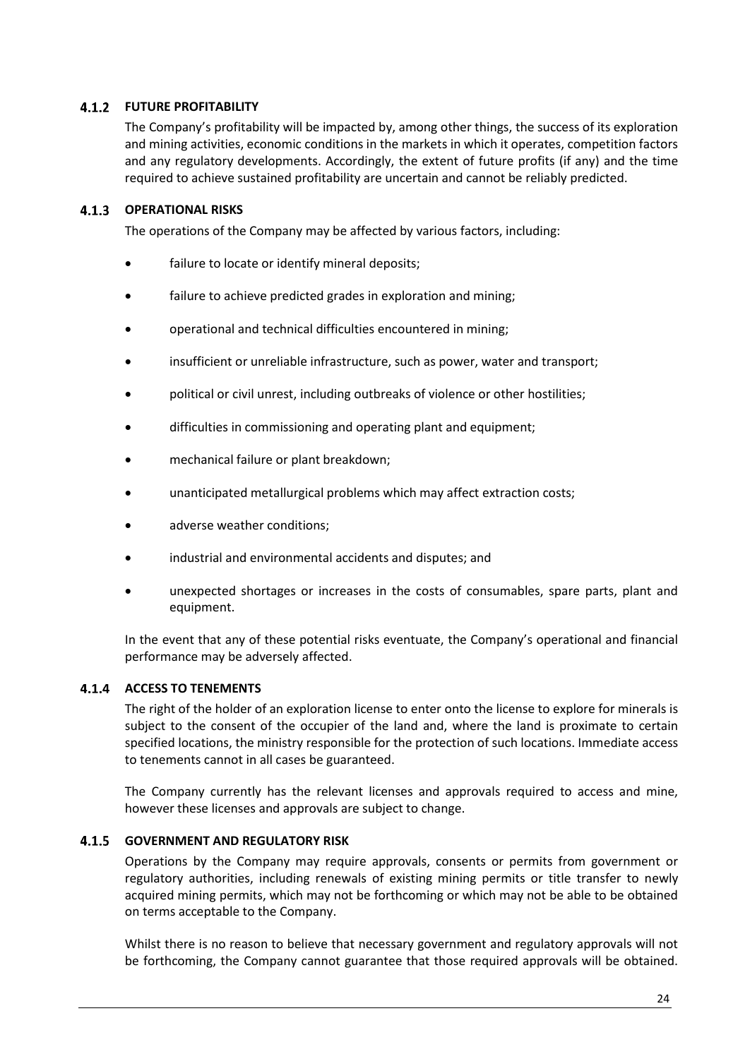### 4.1.2 FUTURE PROFITABILITY

The Company's profitability will be impacted by, among other things, the success of its exploration and mining activities, economic conditions in the markets in which it operates, competition factors and any regulatory developments. Accordingly, the extent of future profits (if any) and the time required to achieve sustained profitability are uncertain and cannot be reliably predicted.

### 4.1.3 OPERATIONAL RISKS

The operations of the Company may be affected by various factors, including:

- failure to locate or identify mineral deposits;
- failure to achieve predicted grades in exploration and mining;
- operational and technical difficulties encountered in mining;
- insufficient or unreliable infrastructure, such as power, water and transport;
- political or civil unrest, including outbreaks of violence or other hostilities;
- difficulties in commissioning and operating plant and equipment;
- mechanical failure or plant breakdown;
- unanticipated metallurgical problems which may affect extraction costs;
- adverse weather conditions;
- industrial and environmental accidents and disputes; and
- unexpected shortages or increases in the costs of consumables, spare parts, plant and equipment.

In the event that any of these potential risks eventuate, the Company's operational and financial performance may be adversely affected.

### 4.1.4 ACCESS TO TENEMENTS

The right of the holder of an exploration license to enter onto the license to explore for minerals is subject to the consent of the occupier of the land and, where the land is proximate to certain specified locations, the ministry responsible for the protection of such locations. Immediate access to tenements cannot in all cases be guaranteed.

The Company currently has the relevant licenses and approvals required to access and mine, however these licenses and approvals are subject to change.

### 4.1.5 GOVERNMENT AND REGULATORY RISK

Operations by the Company may require approvals, consents or permits from government or regulatory authorities, including renewals of existing mining permits or title transfer to newly acquired mining permits, which may not be forthcoming or which may not be able to be obtained on terms acceptable to the Company.

Whilst there is no reason to believe that necessary government and regulatory approvals will not be forthcoming, the Company cannot guarantee that those required approvals will be obtained.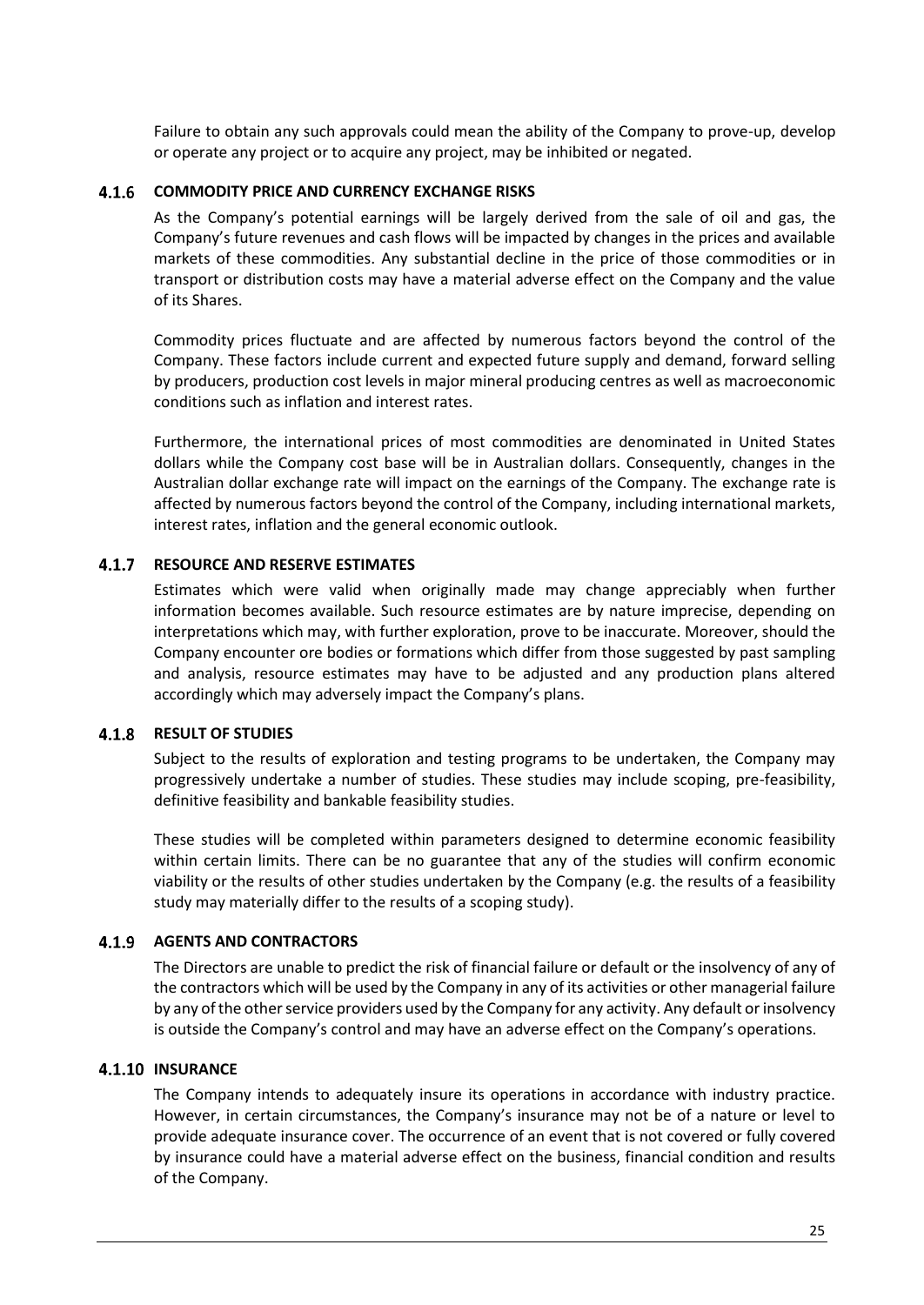Failure to obtain any such approvals could mean the ability of the Company to prove-up, develop or operate any project or to acquire any project, may be inhibited or negated.

### 4.1.6 COMMODITY PRICE AND CURRENCY EXCHANGE RISKS

As the Company's potential earnings will be largely derived from the sale of oil and gas, the Company's future revenues and cash flows will be impacted by changes in the prices and available markets of these commodities. Any substantial decline in the price of those commodities or in transport or distribution costs may have a material adverse effect on the Company and the value of its Shares.

Commodity prices fluctuate and are affected by numerous factors beyond the control of the Company. These factors include current and expected future supply and demand, forward selling by producers, production cost levels in major mineral producing centres as well as macroeconomic conditions such as inflation and interest rates.

Furthermore, the international prices of most commodities are denominated in United States dollars while the Company cost base will be in Australian dollars. Consequently, changes in the Australian dollar exchange rate will impact on the earnings of the Company. The exchange rate is affected by numerous factors beyond the control of the Company, including international markets, interest rates, inflation and the general economic outlook.

### 4.1.7 RESOURCE AND RESERVE ESTIMATES

Estimates which were valid when originally made may change appreciably when further information becomes available. Such resource estimates are by nature imprecise, depending on interpretations which may, with further exploration, prove to be inaccurate. Moreover, should the Company encounter ore bodies or formations which differ from those suggested by past sampling and analysis, resource estimates may have to be adjusted and any production plans altered accordingly which may adversely impact the Company's plans.

### 4.1.8 RESULT OF STUDIES

Subject to the results of exploration and testing programs to be undertaken, the Company may progressively undertake a number of studies. These studies may include scoping, pre-feasibility, definitive feasibility and bankable feasibility studies.

These studies will be completed within parameters designed to determine economic feasibility within certain limits. There can be no guarantee that any of the studies will confirm economic viability or the results of other studies undertaken by the Company (e.g. the results of a feasibility study may materially differ to the results of a scoping study).

### 4.1.9 AGENTS AND CONTRACTORS

The Directors are unable to predict the risk of financial failure or default or the insolvency of any of the contractors which will be used by the Company in any of its activities or other managerial failure by any of the other service providers used by the Company for any activity. Any default or insolvency is outside the Company's control and may have an adverse effect on the Company's operations.

### 4.1.10 INSURANCE

The Company intends to adequately insure its operations in accordance with industry practice. However, in certain circumstances, the Company's insurance may not be of a nature or level to provide adequate insurance cover. The occurrence of an event that is not covered or fully covered by insurance could have a material adverse effect on the business, financial condition and results of the Company.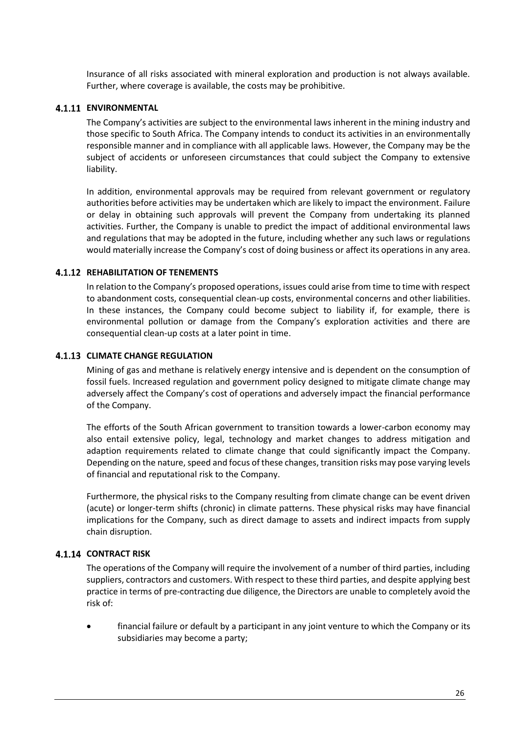Insurance of all risks associated with mineral exploration and production is not always available. Further, where coverage is available, the costs may be prohibitive.

### 4.1.11 ENVIRONMENTAL

The Company's activities are subject to the environmental laws inherent in the mining industry and those specific to South Africa. The Company intends to conduct its activities in an environmentally responsible manner and in compliance with all applicable laws. However, the Company may be the subject of accidents or unforeseen circumstances that could subject the Company to extensive liability.

In addition, environmental approvals may be required from relevant government or regulatory authorities before activities may be undertaken which are likely to impact the environment. Failure or delay in obtaining such approvals will prevent the Company from undertaking its planned activities. Further, the Company is unable to predict the impact of additional environmental laws and regulations that may be adopted in the future, including whether any such laws or regulations would materially increase the Company's cost of doing business or affect its operations in any area.

### 4.1.12 REHABILITATION OF TENEMENTS

In relation to the Company's proposed operations, issues could arise from time to time with respect to abandonment costs, consequential clean-up costs, environmental concerns and other liabilities. In these instances, the Company could become subject to liability if, for example, there is environmental pollution or damage from the Company's exploration activities and there are consequential clean-up costs at a later point in time.

### 4.1.13 CLIMATE CHANGE REGULATION

Mining of gas and methane is relatively energy intensive and is dependent on the consumption of fossil fuels. Increased regulation and government policy designed to mitigate climate change may adversely affect the Company's cost of operations and adversely impact the financial performance of the Company.

The efforts of the South African government to transition towards a lower-carbon economy may also entail extensive policy, legal, technology and market changes to address mitigation and adaption requirements related to climate change that could significantly impact the Company. Depending on the nature, speed and focus of these changes, transition risks may pose varying levels of financial and reputational risk to the Company.

Furthermore, the physical risks to the Company resulting from climate change can be event driven (acute) or longer-term shifts (chronic) in climate patterns. These physical risks may have financial implications for the Company, such as direct damage to assets and indirect impacts from supply chain disruption.

### 4.1.14 CONTRACT RISK

The operations of the Company will require the involvement of a number of third parties, including suppliers, contractors and customers. With respect to these third parties, and despite applying best practice in terms of pre-contracting due diligence, the Directors are unable to completely avoid the risk of:

- financial failure or default by a participant in any joint venture to which the Company or its subsidiaries may become a party;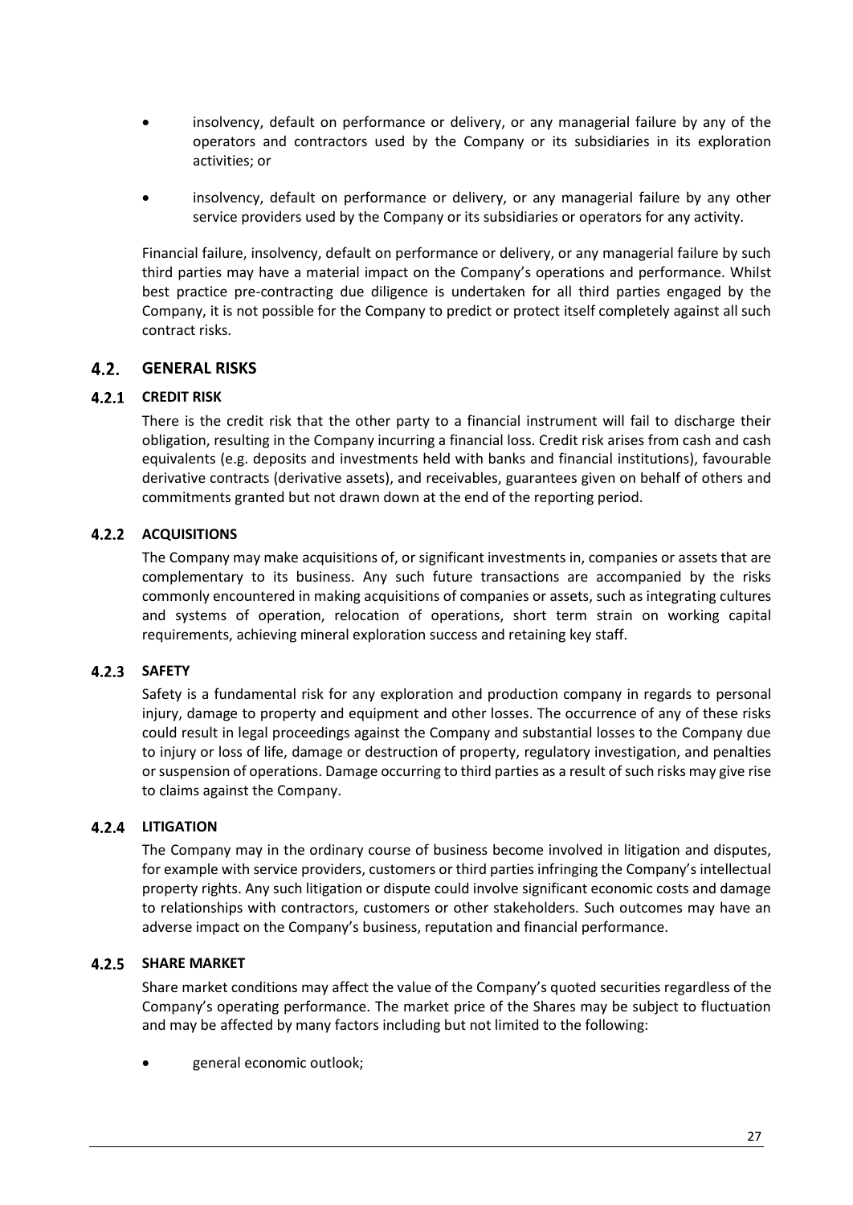- insolvency, default on performance or delivery, or any managerial failure by any of the operators and contractors used by the Company or its subsidiaries in its exploration activities; or
- insolvency, default on performance or delivery, or any managerial failure by any other service providers used by the Company or its subsidiaries or operators for any activity.

Financial failure, insolvency, default on performance or delivery, or any managerial failure by such third parties may have a material impact on the Company's operations and performance. Whilst best practice pre-contracting due diligence is undertaken for all third parties engaged by the Company, it is not possible for the Company to predict or protect itself completely against all such contract risks.

## 4.2. GENERAL RISKS

### 4.2.1 CREDIT RISK

There is the credit risk that the other party to a financial instrument will fail to discharge their obligation, resulting in the Company incurring a financial loss. Credit risk arises from cash and cash equivalents (e.g. deposits and investments held with banks and financial institutions), favourable derivative contracts (derivative assets), and receivables, guarantees given on behalf of others and commitments granted but not drawn down at the end of the reporting period.

### 4.2.2 ACQUISITIONS

The Company may make acquisitions of, or significant investments in, companies or assets that are complementary to its business. Any such future transactions are accompanied by the risks commonly encountered in making acquisitions of companies or assets, such as integrating cultures and systems of operation, relocation of operations, short term strain on working capital requirements, achieving mineral exploration success and retaining key staff.

### 4.2.3 SAFETY

Safety is a fundamental risk for any exploration and production company in regards to personal injury, damage to property and equipment and other losses. The occurrence of any of these risks could result in legal proceedings against the Company and substantial losses to the Company due to injury or loss of life, damage or destruction of property, regulatory investigation, and penalties or suspension of operations. Damage occurring to third parties as a result of such risks may give rise to claims against the Company.

### 4.2.4 LITIGATION

The Company may in the ordinary course of business become involved in litigation and disputes, for example with service providers, customers or third parties infringing the Company's intellectual property rights. Any such litigation or dispute could involve significant economic costs and damage to relationships with contractors, customers or other stakeholders. Such outcomes may have an adverse impact on the Company's business, reputation and financial performance.

### 4.2.5 SHARE MARKET

Share market conditions may affect the value of the Company's quoted securities regardless of the Company's operating performance. The market price of the Shares may be subject to fluctuation and may be affected by many factors including but not limited to the following:

- general economic outlook;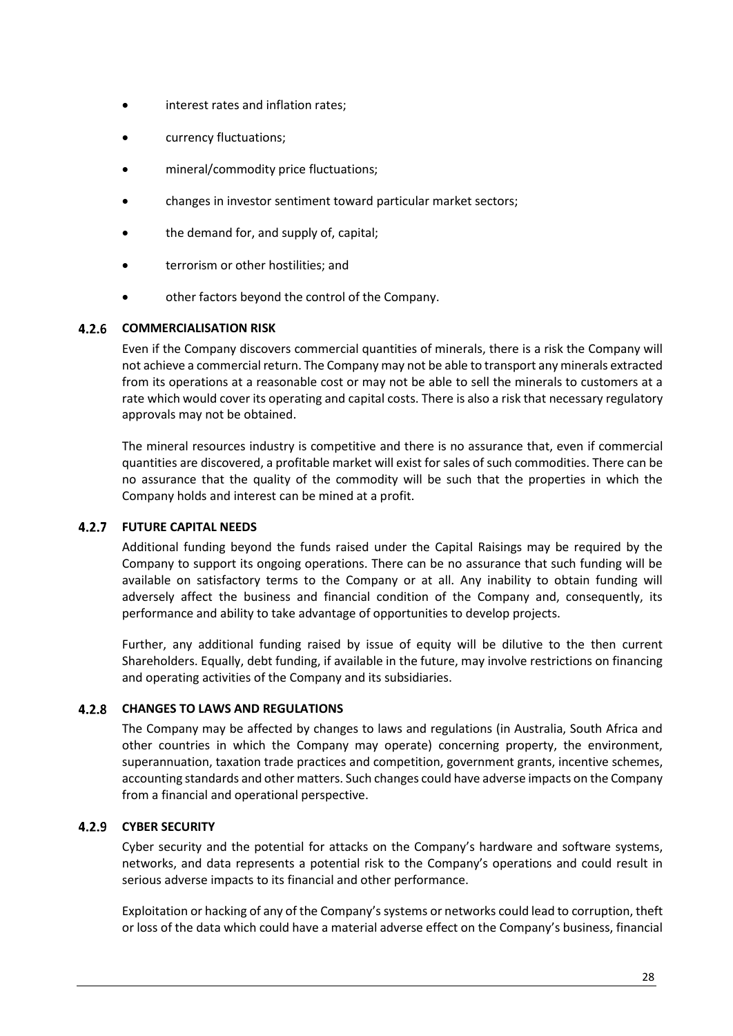- interest rates and inflation rates;
- currency fluctuations;
- mineral/commodity price fluctuations;
- changes in investor sentiment toward particular market sectors;
- the demand for, and supply of, capital;
- terrorism or other hostilities; and
- other factors beyond the control of the Company.

### 4.2.6 COMMERCIALISATION RISK

Even if the Company discovers commercial quantities of minerals, there is a risk the Company will not achieve a commercial return. The Company may not be able to transport any minerals extracted from its operations at a reasonable cost or may not be able to sell the minerals to customers at a rate which would cover its operating and capital costs. There is also a risk that necessary regulatory approvals may not be obtained.

The mineral resources industry is competitive and there is no assurance that, even if commercial quantities are discovered, a profitable market will exist for sales of such commodities. There can be no assurance that the quality of the commodity will be such that the properties in which the Company holds and interest can be mined at a profit.

### 4.2.7 FUTURE CAPITAL NEEDS

Additional funding beyond the funds raised under the Capital Raisings may be required by the Company to support its ongoing operations. There can be no assurance that such funding will be available on satisfactory terms to the Company or at all. Any inability to obtain funding will adversely affect the business and financial condition of the Company and, consequently, its performance and ability to take advantage of opportunities to develop projects.

Further, any additional funding raised by issue of equity will be dilutive to the then current Shareholders. Equally, debt funding, if available in the future, may involve restrictions on financing and operating activities of the Company and its subsidiaries.

### 4.2.8 CHANGES TO LAWS AND REGULATIONS

The Company may be affected by changes to laws and regulations (in Australia, South Africa and other countries in which the Company may operate) concerning property, the environment, superannuation, taxation trade practices and competition, government grants, incentive schemes, accounting standards and other matters. Such changes could have adverse impacts on the Company from a financial and operational perspective.

### 4.2.9 CYBER SECURITY

Cyber security and the potential for attacks on the Company's hardware and software systems, networks, and data represents a potential risk to the Company's operations and could result in serious adverse impacts to its financial and other performance.

Exploitation or hacking of any of the Company's systems or networks could lead to corruption, theft or loss of the data which could have a material adverse effect on the Company's business, financial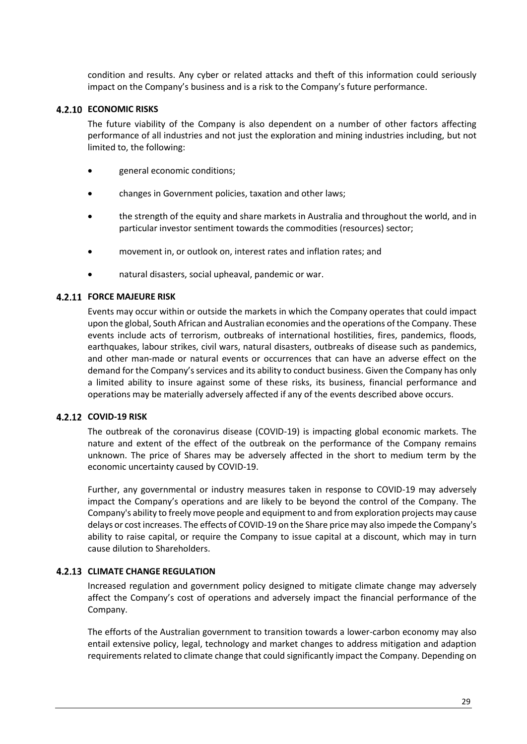condition and results. Any cyber or related attacks and theft of this information could seriously impact on the Company's business and is a risk to the Company's future performance.

### 4.2.10 ECONOMIC RISKS

The future viability of the Company is also dependent on a number of other factors affecting performance of all industries and not just the exploration and mining industries including, but not limited to, the following:

- general economic conditions;
- changes in Government policies, taxation and other laws;
- the strength of the equity and share markets in Australia and throughout the world, and in particular investor sentiment towards the commodities (resources) sector;
- movement in, or outlook on, interest rates and inflation rates; and
- natural disasters, social upheaval, pandemic or war.

### 4.2.11 FORCE MAJEURE RISK

Events may occur within or outside the markets in which the Company operates that could impact upon the global, South African and Australian economies and the operations of the Company. These events include acts of terrorism, outbreaks of international hostilities, fires, pandemics, floods, earthquakes, labour strikes, civil wars, natural disasters, outbreaks of disease such as pandemics, and other man-made or natural events or occurrences that can have an adverse effect on the demand for the Company's services and its ability to conduct business. Given the Company has only a limited ability to insure against some of these risks, its business, financial performance and operations may be materially adversely affected if any of the events described above occurs.

### 4.2.12 COVID-19 RISK

The outbreak of the coronavirus disease (COVID-19) is impacting global economic markets. The nature and extent of the effect of the outbreak on the performance of the Company remains unknown. The price of Shares may be adversely affected in the short to medium term by the economic uncertainty caused by COVID-19.

Further, any governmental or industry measures taken in response to COVID-19 may adversely impact the Company's operations and are likely to be beyond the control of the Company. The Company's ability to freely move people and equipment to and from exploration projects may cause delays or cost increases. The effects of COVID-19 on the Share price may also impede the Company's ability to raise capital, or require the Company to issue capital at a discount, which may in turn cause dilution to Shareholders.

### 4.2.13 CLIMATE CHANGE REGULATION

Increased regulation and government policy designed to mitigate climate change may adversely affect the Company's cost of operations and adversely impact the financial performance of the Company.

The efforts of the Australian government to transition towards a lower-carbon economy may also entail extensive policy, legal, technology and market changes to address mitigation and adaption requirements related to climate change that could significantly impact the Company. Depending on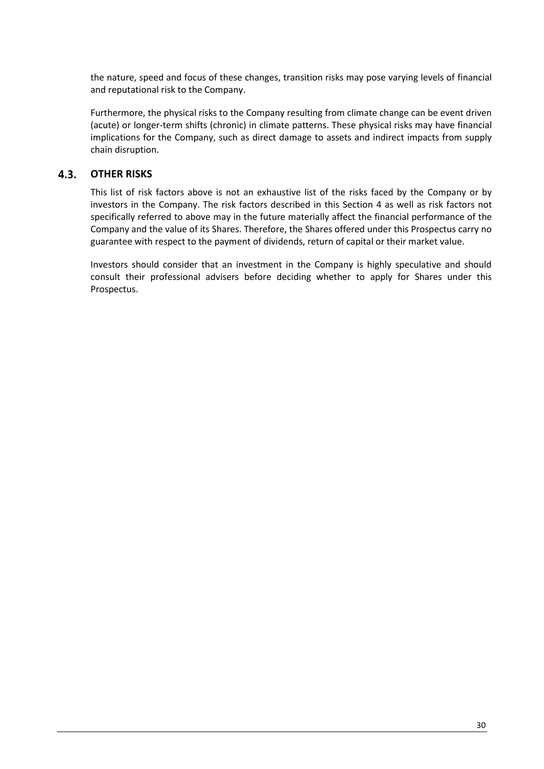the nature, speed and focus of these changes, transition risks may pose varying levels of financial and reputational risk to the Company.

Furthermore, the physical risks to the Company resulting from climate change can be event driven (acute) or longer-term shifts (chronic) in climate patterns. These physical risks may have financial implications for the Company, such as direct damage to assets and indirect impacts from supply chain disruption.

## 4.3. OTHER RISKS

This list of risk factors above is not an exhaustive list of the risks faced by the Company or by investors in the Company. The risk factors described in this Section 4 as well as risk factors not specifically referred to above may in the future materially affect the financial performance of the Company and the value of its Shares. Therefore, the Shares offered under this Prospectus carry no guarantee with respect to the payment of dividends, return of capital or their market value.

Investors should consider that an investment in the Company is highly speculative and should consult their professional advisers before deciding whether to apply for Shares under this Prospectus.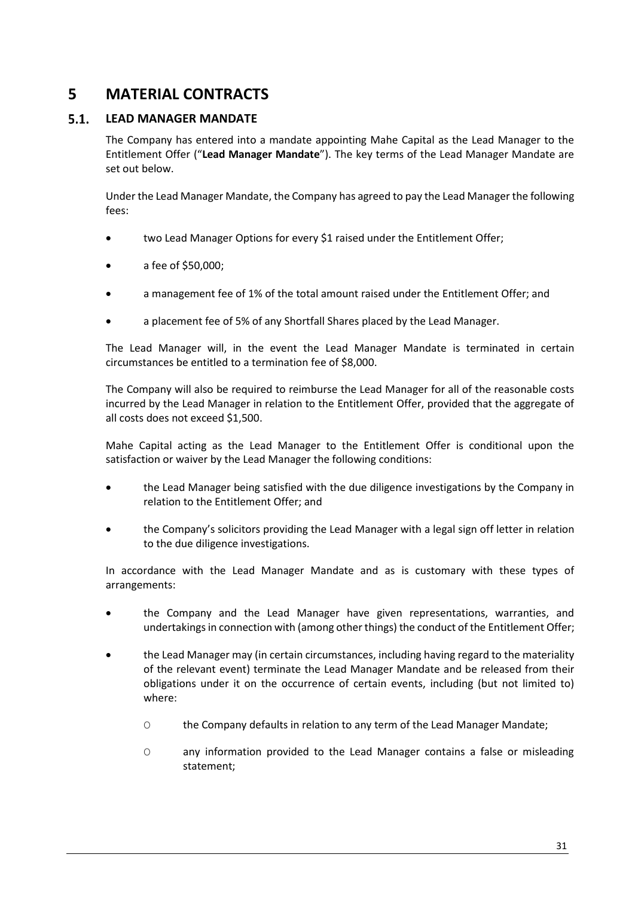# 5 MATERIAL CONTRACTS

## 5.1. LEAD MANAGER MANDATE

The Company has entered into a mandate appointing Mahe Capital as the Lead Manager to the Entitlement Offer ("**Lead Manager Mandate**"). The key terms of the Lead Manager Mandate are set out below.

Under the Lead Manager Mandate, the Company has agreed to pay the Lead Manager the following fees:

- two Lead Manager Options for every $1 raised under the Entitlement Offer;
- a fee of $50,000;
- a management fee of 1% of the total amount raised under the Entitlement Offer; and
- a placement fee of 5% of any Shortfall Shares placed by the Lead Manager.

The Lead Manager will, in the event the Lead Manager Mandate is terminated in certain circumstances be entitled to a termination fee of $8,000.

The Company will also be required to reimburse the Lead Manager for all of the reasonable costs incurred by the Lead Manager in relation to the Entitlement Offer, provided that the aggregate of all costs does not exceed $1,500.

Mahe Capital acting as the Lead Manager to the Entitlement Offer is conditional upon the satisfaction or waiver by the Lead Manager the following conditions:

- the Lead Manager being satisfied with the due diligence investigations by the Company in relation to the Entitlement Offer; and
- the Company's solicitors providing the Lead Manager with a legal sign off letter in relation to the due diligence investigations.

In accordance with the Lead Manager Mandate and as is customary with these types of arrangements:

- the Company and the Lead Manager have given representations, warranties, and undertakings in connection with (among other things) the conduct of the Entitlement Offer;
- the Lead Manager may (in certain circumstances, including having regard to the materiality of the relevant event) terminate the Lead Manager Mandate and be released from their obligations under it on the occurrence of certain events, including (but not limited to) where:
  - the Company defaults in relation to any term of the Lead Manager Mandate;
  - any information provided to the Lead Manager contains a false or misleading statement;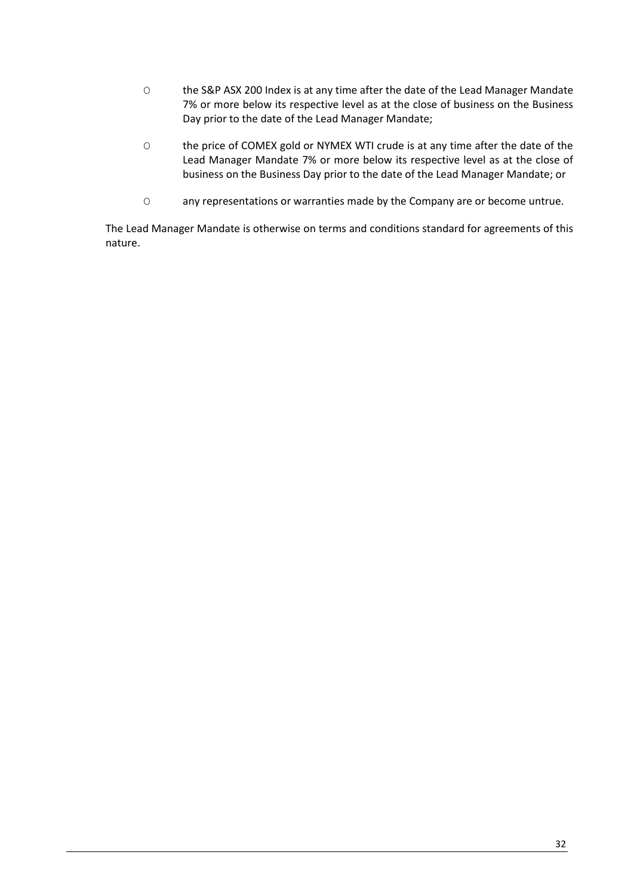- the S&P ASX 200 Index is at any time after the date of the Lead Manager Mandate 7% or more below its respective level as at the close of business on the Business Day prior to the date of the Lead Manager Mandate;
- the price of COMEX gold or NYMEX WTI crude is at any time after the date of the Lead Manager Mandate 7% or more below its respective level as at the close of business on the Business Day prior to the date of the Lead Manager Mandate; or
- any representations or warranties made by the Company are or become untrue.

The Lead Manager Mandate is otherwise on terms and conditions standard for agreements of this nature.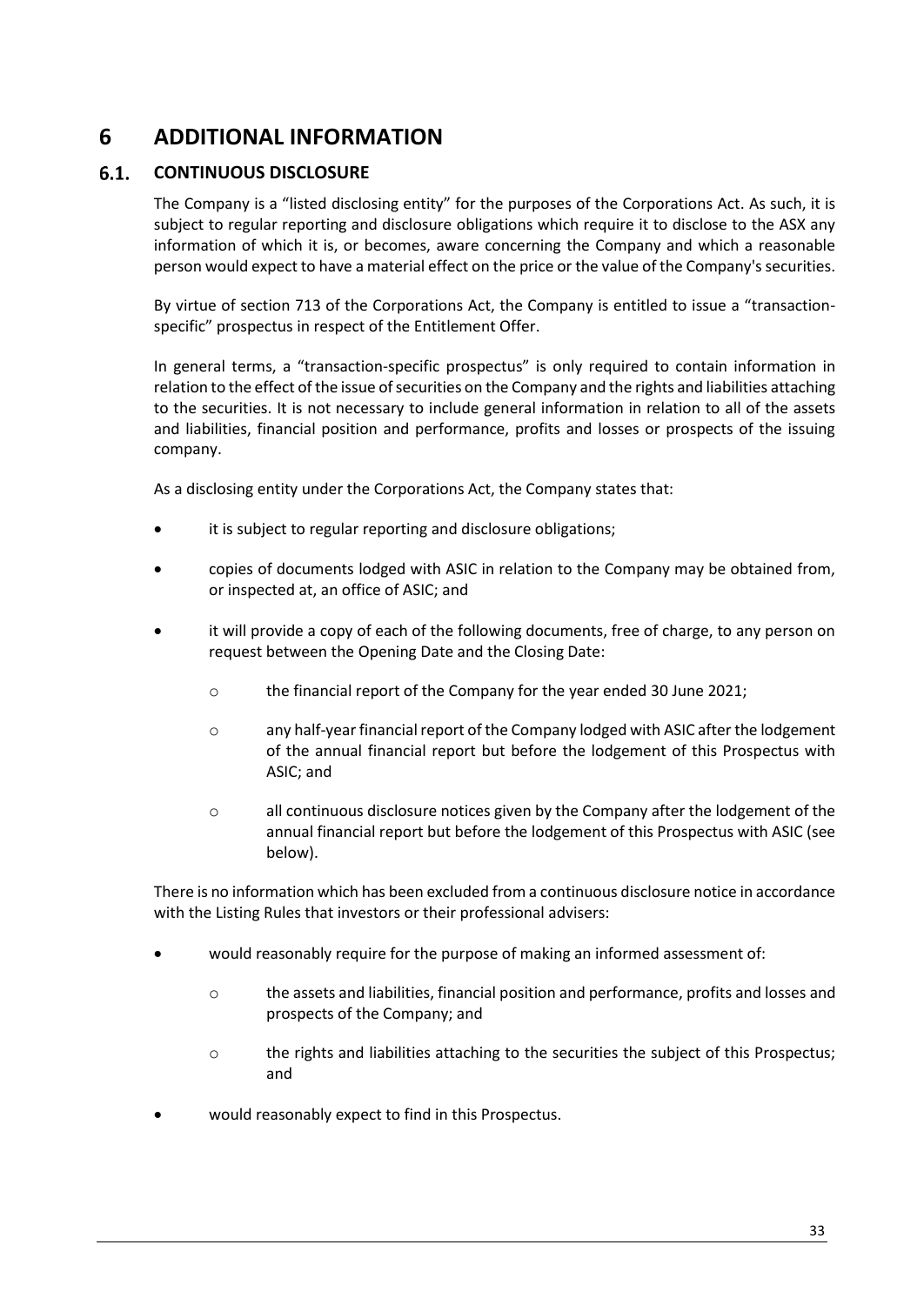# 6 ADDITIONAL INFORMATION

## 6.1. CONTINUOUS DISCLOSURE

The Company is a "listed disclosing entity" for the purposes of the Corporations Act. As such, it is subject to regular reporting and disclosure obligations which require it to disclose to the ASX any information of which it is, or becomes, aware concerning the Company and which a reasonable person would expect to have a material effect on the price or the value of the Company's securities.

By virtue of section 713 of the Corporations Act, the Company is entitled to issue a "transaction-specific" prospectus in respect of the Entitlement Offer.

In general terms, a "transaction-specific prospectus" is only required to contain information in relation to the effect of the issue of securities on the Company and the rights and liabilities attaching to the securities. It is not necessary to include general information in relation to all of the assets and liabilities, financial position and performance, profits and losses or prospects of the issuing company.

As a disclosing entity under the Corporations Act, the Company states that:

- it is subject to regular reporting and disclosure obligations;
- copies of documents lodged with ASIC in relation to the Company may be obtained from, or inspected at, an office of ASIC; and
- it will provide a copy of each of the following documents, free of charge, to any person on request between the Opening Date and the Closing Date:
  - the financial report of the Company for the year ended 30 June 2021;
  - any half-year financial report of the Company lodged with ASIC after the lodgement of the annual financial report but before the lodgement of this Prospectus with ASIC; and
  - all continuous disclosure notices given by the Company after the lodgement of the annual financial report but before the lodgement of this Prospectus with ASIC (see below).

There is no information which has been excluded from a continuous disclosure notice in accordance with the Listing Rules that investors or their professional advisers:

- would reasonably require for the purpose of making an informed assessment of:
  - the assets and liabilities, financial position and performance, profits and losses and prospects of the Company; and
  - the rights and liabilities attaching to the securities the subject of this Prospectus; and
- would reasonably expect to find in this Prospectus.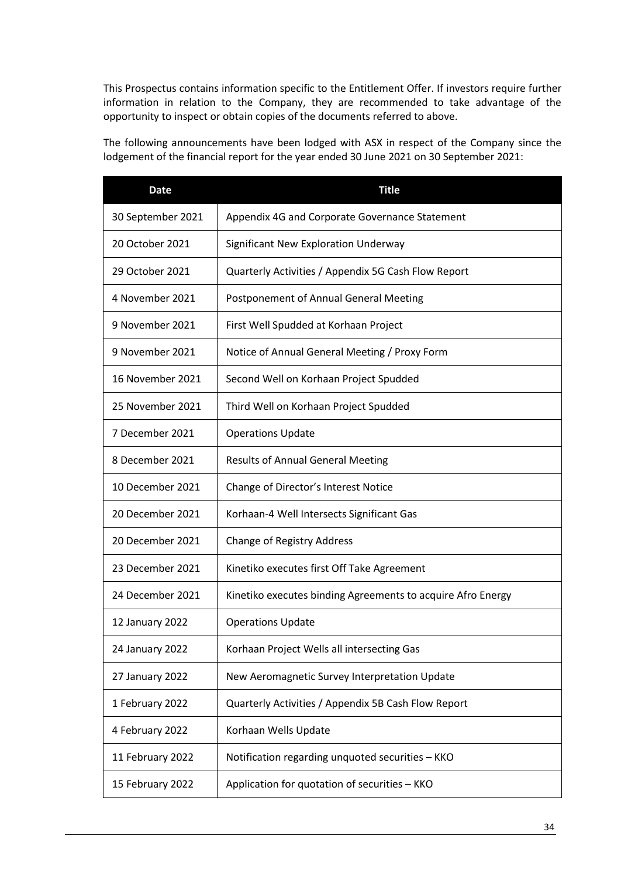This Prospectus contains information specific to the Entitlement Offer. If investors require further information in relation to the Company, they are recommended to take advantage of the opportunity to inspect or obtain copies of the documents referred to above.

The following announcements have been lodged with ASX in respect of the Company since the lodgement of the financial report for the year ended 30 June 2021 on 30 September 2021:

| Date | Title |
|---|---|
| 30 September 2021 | Appendix 4G and Corporate Governance Statement |
| 20 October 2021 | Significant New Exploration Underway |
| 29 October 2021 | Quarterly Activities / Appendix 5G Cash Flow Report |
| 4 November 2021 | Postponement of Annual General Meeting |
| 9 November 2021 | First Well Spudded at Korhaan Project |
| 9 November 2021 | Notice of Annual General Meeting / Proxy Form |
| 16 November 2021 | Second Well on Korhaan Project Spudded |
| 25 November 2021 | Third Well on Korhaan Project Spudded |
| 7 December 2021 | Operations Update |
| 8 December 2021 | Results of Annual General Meeting |
| 10 December 2021 | Change of Director's Interest Notice |
| 20 December 2021 | Korhaan-4 Well Intersects Significant Gas |
| 20 December 2021 | Change of Registry Address |
| 23 December 2021 | Kinetiko executes first Off Take Agreement |
| 24 December 2021 | Kinetiko executes binding Agreements to acquire Afro Energy |
| 12 January 2022 | Operations Update |
| 24 January 2022 | Korhaan Project Wells all intersecting Gas |
| 27 January 2022 | New Aeromagnetic Survey Interpretation Update |
| 1 February 2022 | Quarterly Activities / Appendix 5B Cash Flow Report |
| 4 February 2022 | Korhaan Wells Update |
| 11 February 2022 | Notification regarding unquoted securities – KKO |
| 15 February 2022 | Application for quotation of securities – KKO |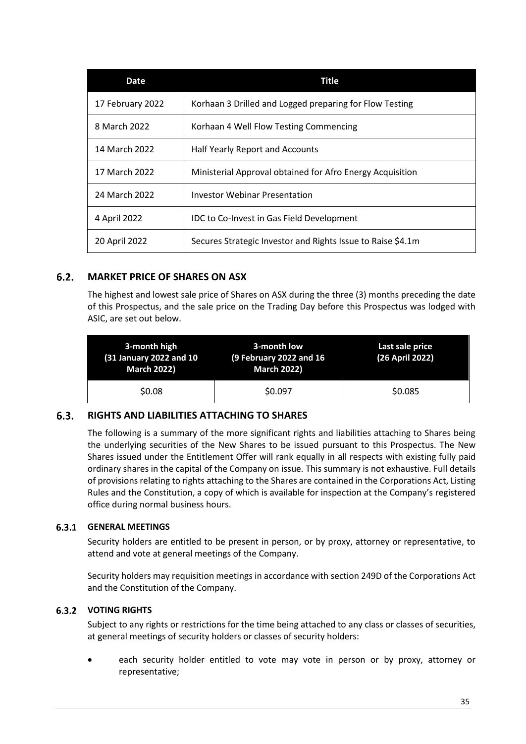| Date | Title |
| --- | --- |
| 17 February 2022 | Korhaan 3 Drilled and Logged preparing for Flow Testing |
| 8 March 2022 | Korhaan 4 Well Flow Testing Commencing |
| 14 March 2022 | Half Yearly Report and Accounts |
| 17 March 2022 | Ministerial Approval obtained for Afro Energy Acquisition |
| 24 March 2022 | Investor Webinar Presentation |
| 4 April 2022 | IDC to Co-Invest in Gas Field Development |
| 20 April 2022 | Secures Strategic Investor and Rights Issue to Raise $4.1m |

## 6.2. MARKET PRICE OF SHARES ON ASX

The highest and lowest sale price of Shares on ASX during the three (3) months preceding the date of this Prospectus, and the sale price on the Trading Day before this Prospectus was lodged with ASIC, are set out below.

| 3-month high (31 January 2022 and 10 March 2022) | 3-month low (9 February 2022 and 16 March 2022) | Last sale price (26 April 2022) |
| --- | --- | --- |
| $0.08 | $0.097 | $0.085 |

## 6.3. RIGHTS AND LIABILITIES ATTACHING TO SHARES

The following is a summary of the more significant rights and liabilities attaching to Shares being the underlying securities of the New Shares to be issued pursuant to this Prospectus. The New Shares issued under the Entitlement Offer will rank equally in all respects with existing fully paid ordinary shares in the capital of the Company on issue. This summary is not exhaustive. Full details of provisions relating to rights attaching to the Shares are contained in the Corporations Act, Listing Rules and the Constitution, a copy of which is available for inspection at the Company's registered office during normal business hours.

### 6.3.1 GENERAL MEETINGS

Security holders are entitled to be present in person, or by proxy, attorney or representative, to attend and vote at general meetings of the Company.

Security holders may requisition meetings in accordance with section 249D of the Corporations Act and the Constitution of the Company.

### 6.3.2 VOTING RIGHTS

Subject to any rights or restrictions for the time being attached to any class or classes of securities, at general meetings of security holders or classes of security holders:

- each security holder entitled to vote may vote in person or by proxy, attorney or representative;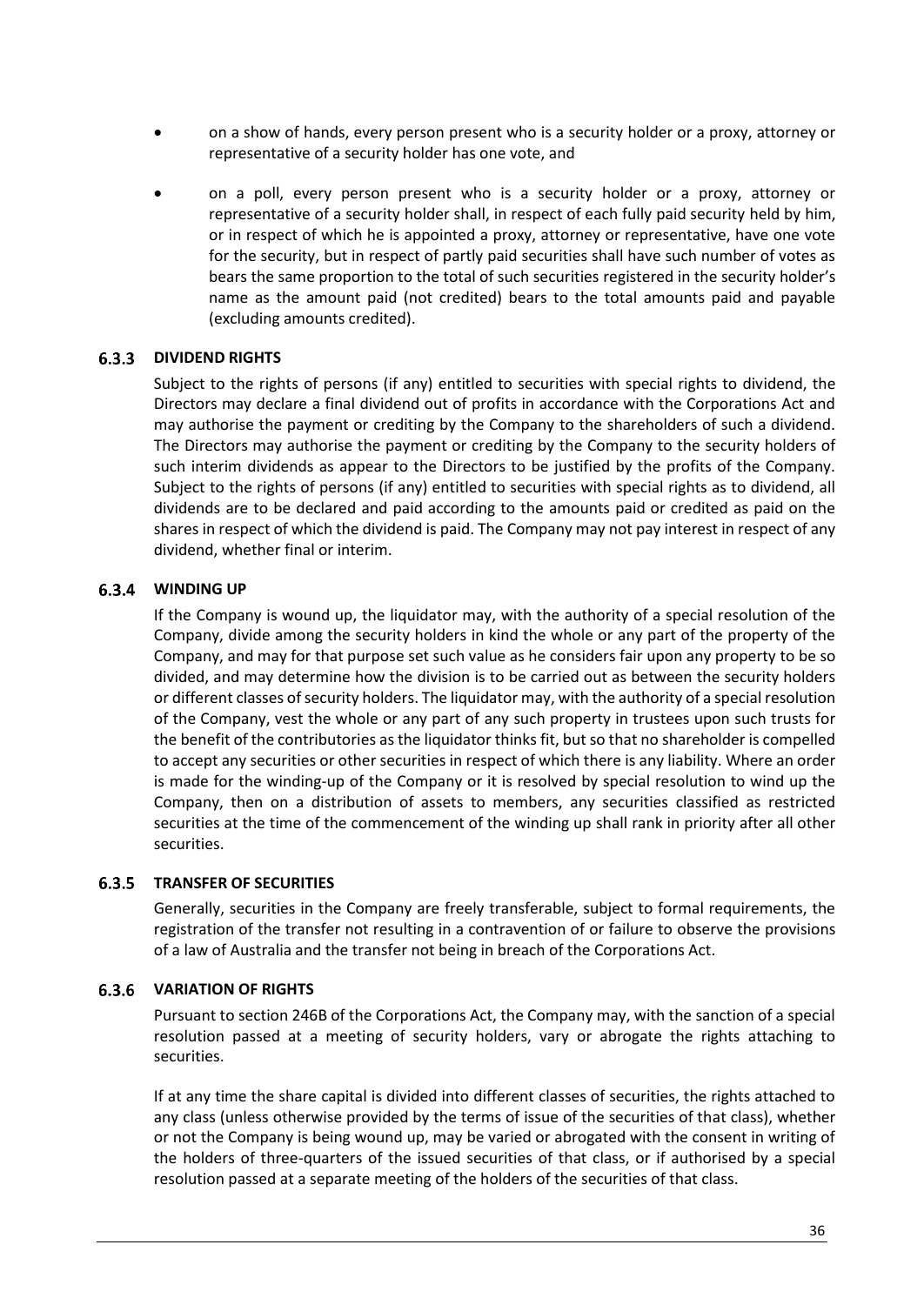- on a show of hands, every person present who is a security holder or a proxy, attorney or representative of a security holder has one vote, and
- on a poll, every person present who is a security holder or a proxy, attorney or representative of a security holder shall, in respect of each fully paid security held by him, or in respect of which he is appointed a proxy, attorney or representative, have one vote for the security, but in respect of partly paid securities shall have such number of votes as bears the same proportion to the total of such securities registered in the security holder's name as the amount paid (not credited) bears to the total amounts paid and payable (excluding amounts credited).

### 6.3.3 DIVIDEND RIGHTS

Subject to the rights of persons (if any) entitled to securities with special rights to dividend, the Directors may declare a final dividend out of profits in accordance with the Corporations Act and may authorise the payment or crediting by the Company to the shareholders of such a dividend. The Directors may authorise the payment or crediting by the Company to the security holders of such interim dividends as appear to the Directors to be justified by the profits of the Company. Subject to the rights of persons (if any) entitled to securities with special rights as to dividend, all dividends are to be declared and paid according to the amounts paid or credited as paid on the shares in respect of which the dividend is paid. The Company may not pay interest in respect of any dividend, whether final or interim.

### 6.3.4 WINDING UP

If the Company is wound up, the liquidator may, with the authority of a special resolution of the Company, divide among the security holders in kind the whole or any part of the property of the Company, and may for that purpose set such value as he considers fair upon any property to be so divided, and may determine how the division is to be carried out as between the security holders or different classes of security holders. The liquidator may, with the authority of a special resolution of the Company, vest the whole or any part of any such property in trustees upon such trusts for the benefit of the contributories as the liquidator thinks fit, but so that no shareholder is compelled to accept any securities or other securities in respect of which there is any liability. Where an order is made for the winding-up of the Company or it is resolved by special resolution to wind up the Company, then on a distribution of assets to members, any securities classified as restricted securities at the time of the commencement of the winding up shall rank in priority after all other securities.

### 6.3.5 TRANSFER OF SECURITIES

Generally, securities in the Company are freely transferable, subject to formal requirements, the registration of the transfer not resulting in a contravention of or failure to observe the provisions of a law of Australia and the transfer not being in breach of the Corporations Act.

### 6.3.6 VARIATION OF RIGHTS

Pursuant to section 246B of the Corporations Act, the Company may, with the sanction of a special resolution passed at a meeting of security holders, vary or abrogate the rights attaching to securities.

If at any time the share capital is divided into different classes of securities, the rights attached to any class (unless otherwise provided by the terms of issue of the securities of that class), whether or not the Company is being wound up, may be varied or abrogated with the consent in writing of the holders of three-quarters of the issued securities of that class, or if authorised by a special resolution passed at a separate meeting of the holders of the securities of that class.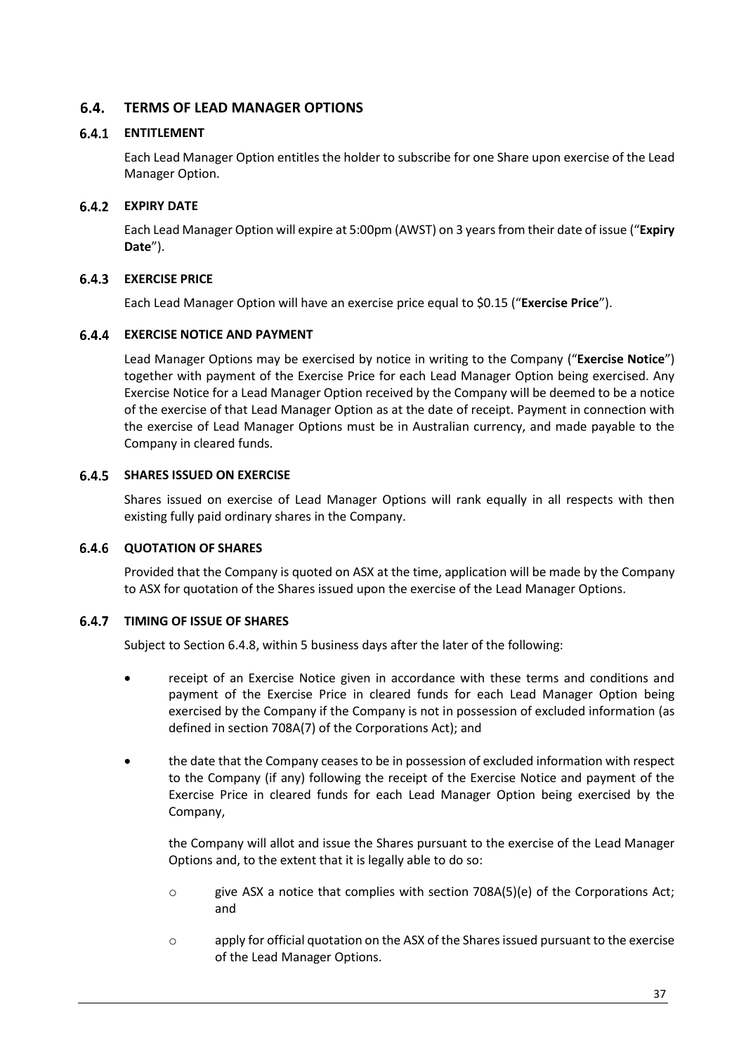## 6.4. TERMS OF LEAD MANAGER OPTIONS

### 6.4.1 ENTITLEMENT

Each Lead Manager Option entitles the holder to subscribe for one Share upon exercise of the Lead Manager Option.

### 6.4.2 EXPIRY DATE

Each Lead Manager Option will expire at 5:00pm (AWST) on 3 years from their date of issue ("**Expiry Date**").

### 6.4.3 EXERCISE PRICE

Each Lead Manager Option will have an exercise price equal to $0.15 ("**Exercise Price**").

### 6.4.4 EXERCISE NOTICE AND PAYMENT

Lead Manager Options may be exercised by notice in writing to the Company ("**Exercise Notice**") together with payment of the Exercise Price for each Lead Manager Option being exercised. Any Exercise Notice for a Lead Manager Option received by the Company will be deemed to be a notice of the exercise of that Lead Manager Option as at the date of receipt. Payment in connection with the exercise of Lead Manager Options must be in Australian currency, and made payable to the Company in cleared funds.

### 6.4.5 SHARES ISSUED ON EXERCISE

Shares issued on exercise of Lead Manager Options will rank equally in all respects with then existing fully paid ordinary shares in the Company.

### 6.4.6 QUOTATION OF SHARES

Provided that the Company is quoted on ASX at the time, application will be made by the Company to ASX for quotation of the Shares issued upon the exercise of the Lead Manager Options.

### 6.4.7 TIMING OF ISSUE OF SHARES

Subject to Section 6.4.8, within 5 business days after the later of the following:

- receipt of an Exercise Notice given in accordance with these terms and conditions and payment of the Exercise Price in cleared funds for each Lead Manager Option being exercised by the Company if the Company is not in possession of excluded information (as defined in section 708A(7) of the Corporations Act); and
- the date that the Company ceases to be in possession of excluded information with respect to the Company (if any) following the receipt of the Exercise Notice and payment of the Exercise Price in cleared funds for each Lead Manager Option being exercised by the Company,

  the Company will allot and issue the Shares pursuant to the exercise of the Lead Manager Options and, to the extent that it is legally able to do so:

  - give ASX a notice that complies with section 708A(5)(e) of the Corporations Act; and
  - apply for official quotation on the ASX of the Shares issued pursuant to the exercise of the Lead Manager Options.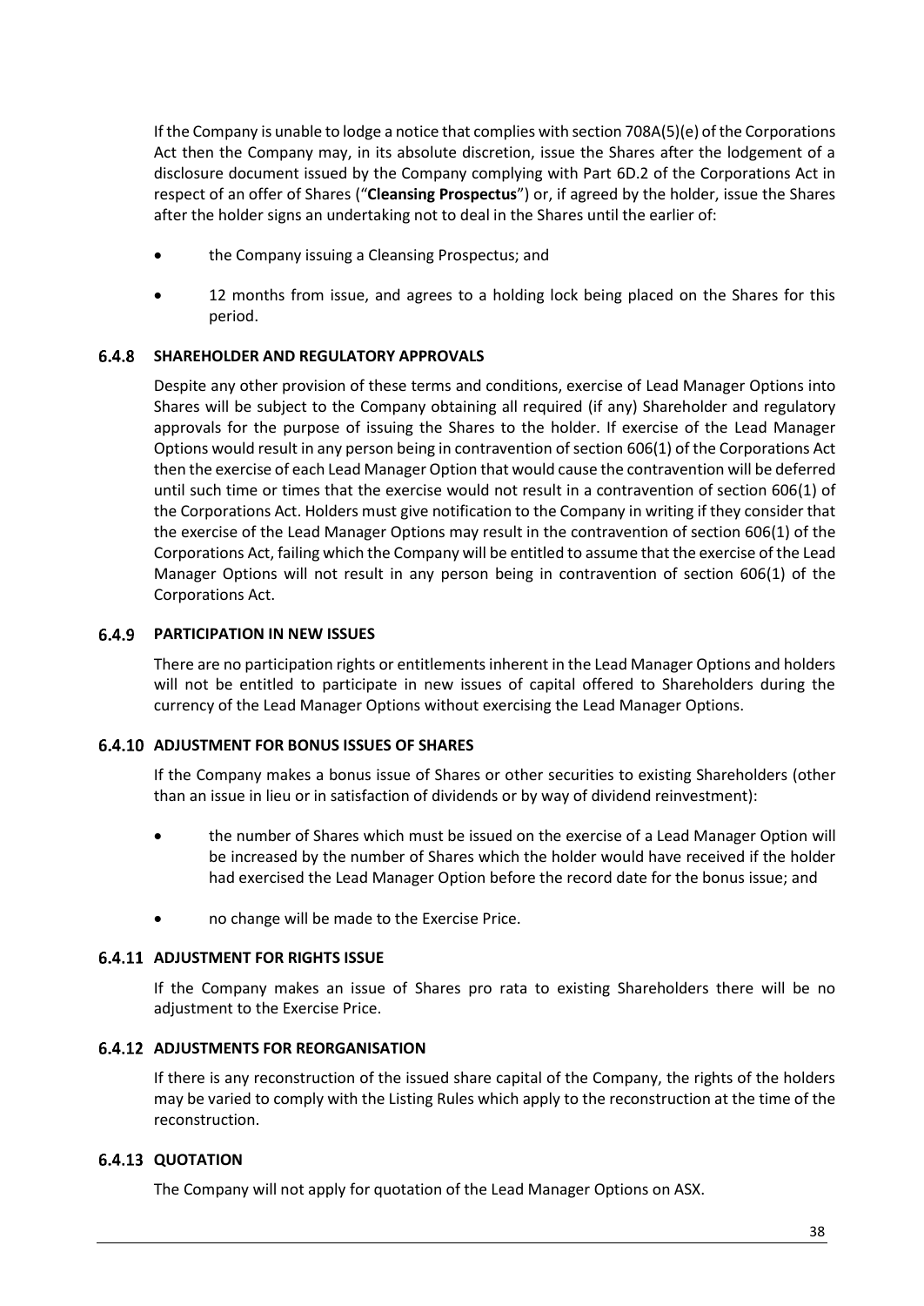If the Company is unable to lodge a notice that complies with section 708A(5)(e) of the Corporations Act then the Company may, in its absolute discretion, issue the Shares after the lodgement of a disclosure document issued by the Company complying with Part 6D.2 of the Corporations Act in respect of an offer of Shares ("**Cleansing Prospectus**") or, if agreed by the holder, issue the Shares after the holder signs an undertaking not to deal in the Shares until the earlier of:

- the Company issuing a Cleansing Prospectus; and
- 12 months from issue, and agrees to a holding lock being placed on the Shares for this period.

### 6.4.8 SHAREHOLDER AND REGULATORY APPROVALS

Despite any other provision of these terms and conditions, exercise of Lead Manager Options into Shares will be subject to the Company obtaining all required (if any) Shareholder and regulatory approvals for the purpose of issuing the Shares to the holder. If exercise of the Lead Manager Options would result in any person being in contravention of section 606(1) of the Corporations Act then the exercise of each Lead Manager Option that would cause the contravention will be deferred until such time or times that the exercise would not result in a contravention of section 606(1) of the Corporations Act. Holders must give notification to the Company in writing if they consider that the exercise of the Lead Manager Options may result in the contravention of section 606(1) of the Corporations Act, failing which the Company will be entitled to assume that the exercise of the Lead Manager Options will not result in any person being in contravention of section 606(1) of the Corporations Act.

### 6.4.9 PARTICIPATION IN NEW ISSUES

There are no participation rights or entitlements inherent in the Lead Manager Options and holders will not be entitled to participate in new issues of capital offered to Shareholders during the currency of the Lead Manager Options without exercising the Lead Manager Options.

### 6.4.10 ADJUSTMENT FOR BONUS ISSUES OF SHARES

If the Company makes a bonus issue of Shares or other securities to existing Shareholders (other than an issue in lieu or in satisfaction of dividends or by way of dividend reinvestment):

- the number of Shares which must be issued on the exercise of a Lead Manager Option will be increased by the number of Shares which the holder would have received if the holder had exercised the Lead Manager Option before the record date for the bonus issue; and
- no change will be made to the Exercise Price.

### 6.4.11 ADJUSTMENT FOR RIGHTS ISSUE

If the Company makes an issue of Shares pro rata to existing Shareholders there will be no adjustment to the Exercise Price.

### 6.4.12 ADJUSTMENTS FOR REORGANISATION

If there is any reconstruction of the issued share capital of the Company, the rights of the holders may be varied to comply with the Listing Rules which apply to the reconstruction at the time of the reconstruction.

### 6.4.13 QUOTATION

The Company will not apply for quotation of the Lead Manager Options on ASX.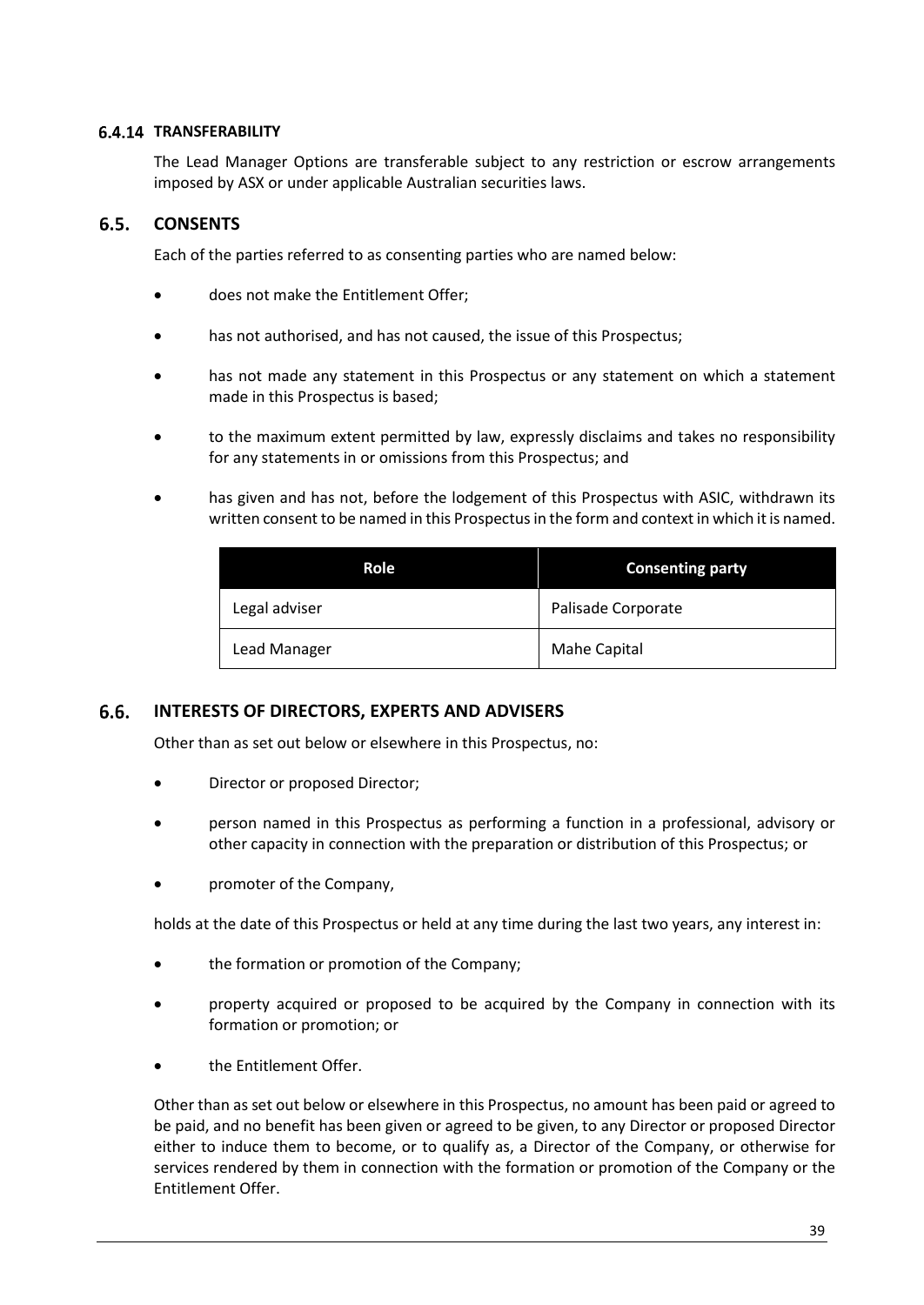### 6.4.14 TRANSFERABILITY

The Lead Manager Options are transferable subject to any restriction or escrow arrangements imposed by ASX or under applicable Australian securities laws.

## 6.5. CONSENTS

Each of the parties referred to as consenting parties who are named below:

- does not make the Entitlement Offer;
- has not authorised, and has not caused, the issue of this Prospectus;
- has not made any statement in this Prospectus or any statement on which a statement made in this Prospectus is based;
- to the maximum extent permitted by law, expressly disclaims and takes no responsibility for any statements in or omissions from this Prospectus; and
- has given and has not, before the lodgement of this Prospectus with ASIC, withdrawn its written consent to be named in this Prospectus in the form and context in which it is named.

| Role | Consenting party |
|---|---|
| Legal adviser | Palisade Corporate |
| Lead Manager | Mahe Capital |

## 6.6. INTERESTS OF DIRECTORS, EXPERTS AND ADVISERS

Other than as set out below or elsewhere in this Prospectus, no:

- Director or proposed Director;
- person named in this Prospectus as performing a function in a professional, advisory or other capacity in connection with the preparation or distribution of this Prospectus; or
- promoter of the Company,

holds at the date of this Prospectus or held at any time during the last two years, any interest in:

- the formation or promotion of the Company;
- property acquired or proposed to be acquired by the Company in connection with its formation or promotion; or
- the Entitlement Offer.

Other than as set out below or elsewhere in this Prospectus, no amount has been paid or agreed to be paid, and no benefit has been given or agreed to be given, to any Director or proposed Director either to induce them to become, or to qualify as, a Director of the Company, or otherwise for services rendered by them in connection with the formation or promotion of the Company or the Entitlement Offer.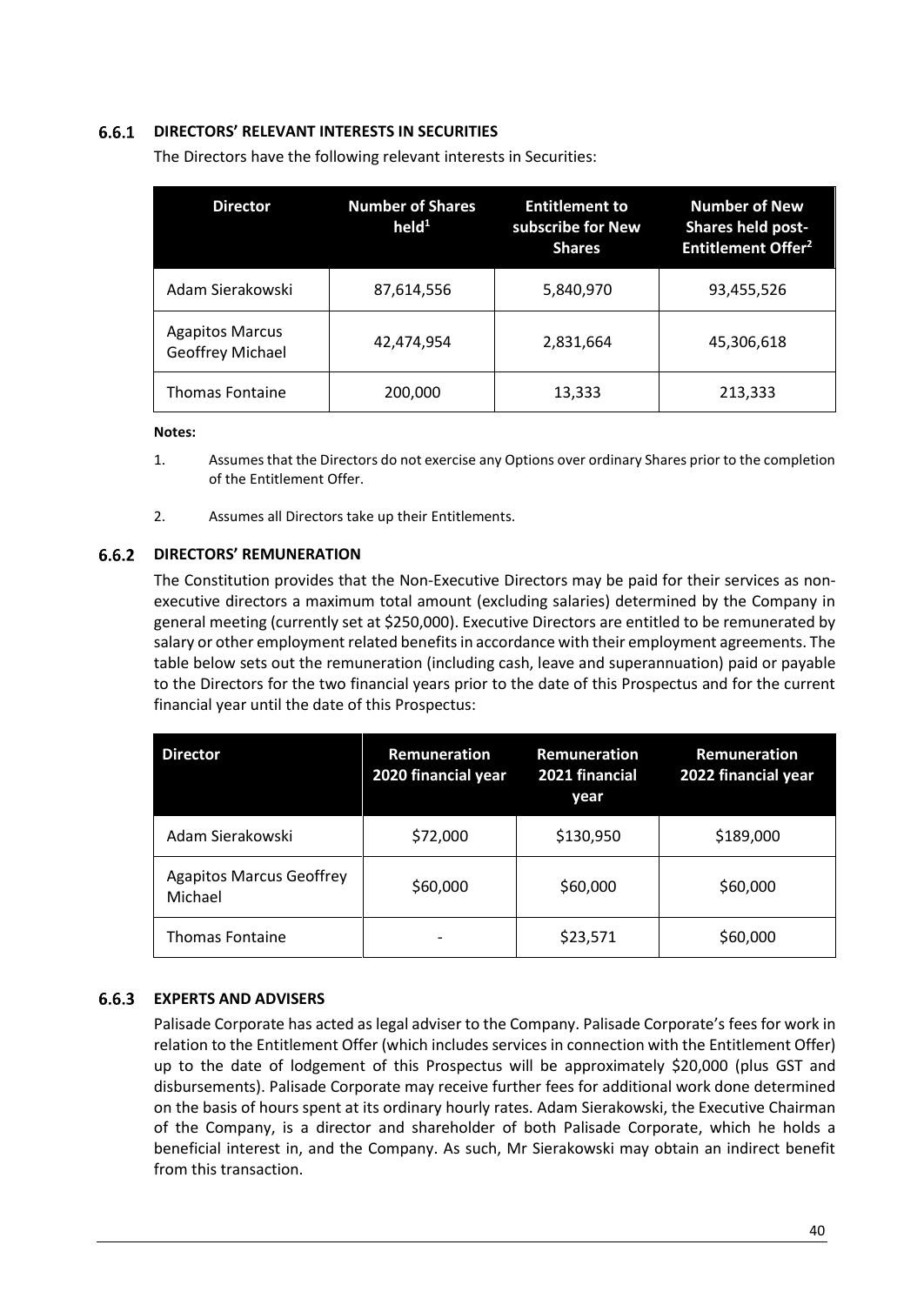### 6.6.1 DIRECTORS' RELEVANT INTERESTS IN SECURITIES

The Directors have the following relevant interests in Securities:

| Director | Number of Shares held[1] | Entitlement to subscribe for New Shares | Number of New Shares held post-Entitlement Offer[2] |
|---|---|---|---|
| Adam Sierakowski | 87,614,556 | 5,840,970 | 93,455,526 |
| Agapitos Marcus Geoffrey Michael | 42,474,954 | 2,831,664 | 45,306,618 |
| Thomas Fontaine | 200,000 | 13,333 | 213,333 |

**Notes:**

1. Assumes that the Directors do not exercise any Options over ordinary Shares prior to the completion of the Entitlement Offer.
2. Assumes all Directors take up their Entitlements.

### 6.6.2 DIRECTORS' REMUNERATION

The Constitution provides that the Non-Executive Directors may be paid for their services as non-executive directors a maximum total amount (excluding salaries) determined by the Company in general meeting (currently set at $250,000). Executive Directors are entitled to be remunerated by salary or other employment related benefits in accordance with their employment agreements. The table below sets out the remuneration (including cash, leave and superannuation) paid or payable to the Directors for the two financial years prior to the date of this Prospectus and for the current financial year until the date of this Prospectus:

| Director | Remuneration 2020 financial year | Remuneration 2021 financial year | Remuneration 2022 financial year |
|---|---|---|---|
| Adam Sierakowski | $72,000 | $130,950 | $189,000 |
| Agapitos Marcus Geoffrey Michael | $60,000 | $60,000 | $60,000 |
| Thomas Fontaine | - | $23,571 | $60,000 |

### 6.6.3 EXPERTS AND ADVISERS

Palisade Corporate has acted as legal adviser to the Company. Palisade Corporate's fees for work in relation to the Entitlement Offer (which includes services in connection with the Entitlement Offer) up to the date of lodgement of this Prospectus will be approximately $20,000 (plus GST and disbursements). Palisade Corporate may receive further fees for additional work done determined on the basis of hours spent at its ordinary hourly rates. Adam Sierakowski, the Executive Chairman of the Company, is a director and shareholder of both Palisade Corporate, which he holds a beneficial interest in, and the Company. As such, Mr Sierakowski may obtain an indirect benefit from this transaction.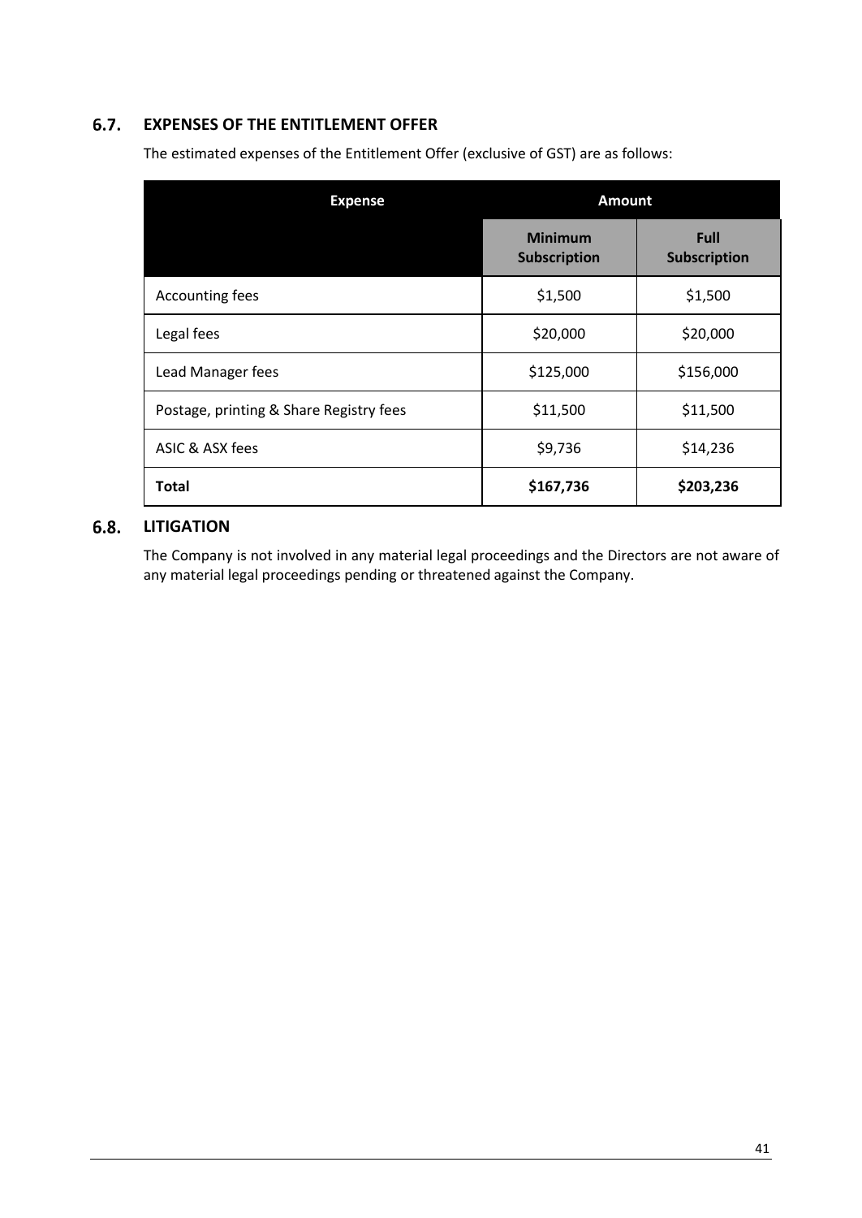## 6.7. EXPENSES OF THE ENTITLEMENT OFFER

The estimated expenses of the Entitlement Offer (exclusive of GST) are as follows:

| Expense | Amount | |
|---|---|---|
| | Minimum Subscription | Full Subscription |
| Accounting fees | $1,500 | $1,500 |
| Legal fees | $20,000 | $20,000 |
| Lead Manager fees | $125,000 | $156,000 |
| Postage, printing & Share Registry fees | $11,500 | $11,500 |
| ASIC & ASX fees | $9,736 | $14,236 |
| **Total** | **$167,736** | **$203,236** |

## 6.8. LITIGATION

The Company is not involved in any material legal proceedings and the Directors are not aware of any material legal proceedings pending or threatened against the Company.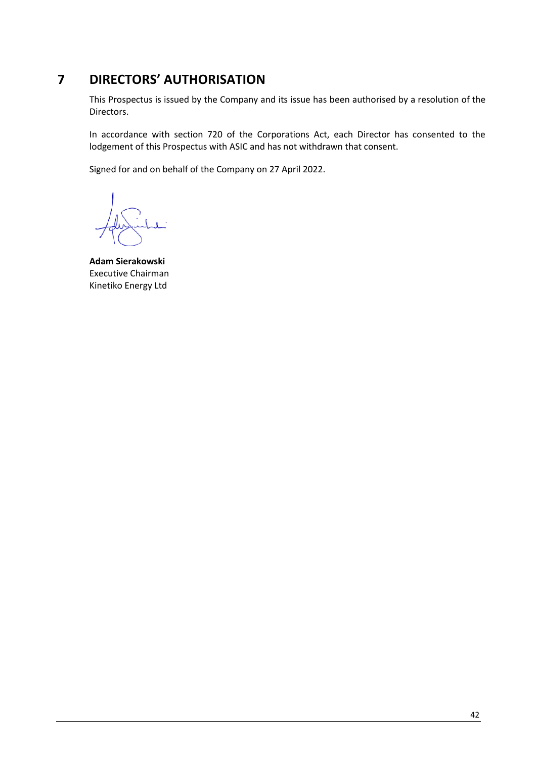# 7 DIRECTORS' AUTHORISATION

This Prospectus is issued by the Company and its issue has been authorised by a resolution of the Directors.

In accordance with section 720 of the Corporations Act, each Director has consented to the lodgement of this Prospectus with ASIC and has not withdrawn that consent.

Signed for and on behalf of the Company on 27 April 2022.

**Adam Sierakowski**
Executive Chairman
Kinetiko Energy Ltd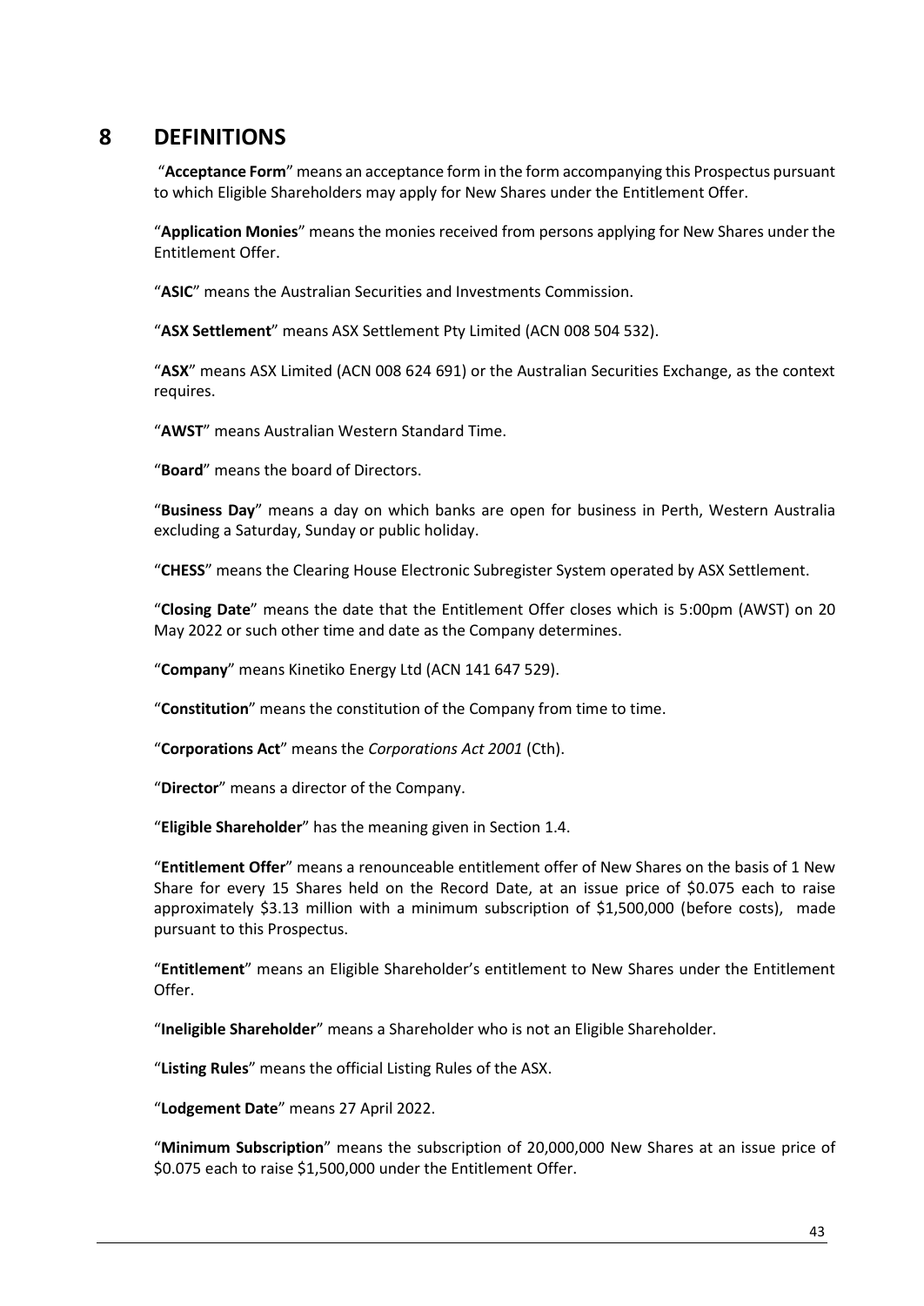# 8 DEFINITIONS

"**Acceptance Form**" means an acceptance form in the form accompanying this Prospectus pursuant to which Eligible Shareholders may apply for New Shares under the Entitlement Offer.

"**Application Monies**" means the monies received from persons applying for New Shares under the Entitlement Offer.

"**ASIC**" means the Australian Securities and Investments Commission.

"**ASX Settlement**" means ASX Settlement Pty Limited (ACN 008 504 532).

"**ASX**" means ASX Limited (ACN 008 624 691) or the Australian Securities Exchange, as the context requires.

"**AWST**" means Australian Western Standard Time.

"**Board**" means the board of Directors.

"**Business Day**" means a day on which banks are open for business in Perth, Western Australia excluding a Saturday, Sunday or public holiday.

"**CHESS**" means the Clearing House Electronic Subregister System operated by ASX Settlement.

"**Closing Date**" means the date that the Entitlement Offer closes which is 5:00pm (AWST) on 20 May 2022 or such other time and date as the Company determines.

"**Company**" means Kinetiko Energy Ltd (ACN 141 647 529).

"**Constitution**" means the constitution of the Company from time to time.

"**Corporations Act**" means the *Corporations Act 2001* (Cth).

"**Director**" means a director of the Company.

"**Eligible Shareholder**" has the meaning given in Section 1.4.

"**Entitlement Offer**" means a renounceable entitlement offer of New Shares on the basis of 1 New Share for every 15 Shares held on the Record Date, at an issue price of $0.075 each to raise approximately $3.13 million with a minimum subscription of $1,500,000 (before costs), made pursuant to this Prospectus.

"**Entitlement**" means an Eligible Shareholder's entitlement to New Shares under the Entitlement Offer.

"**Ineligible Shareholder**" means a Shareholder who is not an Eligible Shareholder.

"**Listing Rules**" means the official Listing Rules of the ASX.

"**Lodgement Date**" means 27 April 2022.

"**Minimum Subscription**" means the subscription of 20,000,000 New Shares at an issue price of $0.075 each to raise $1,500,000 under the Entitlement Offer.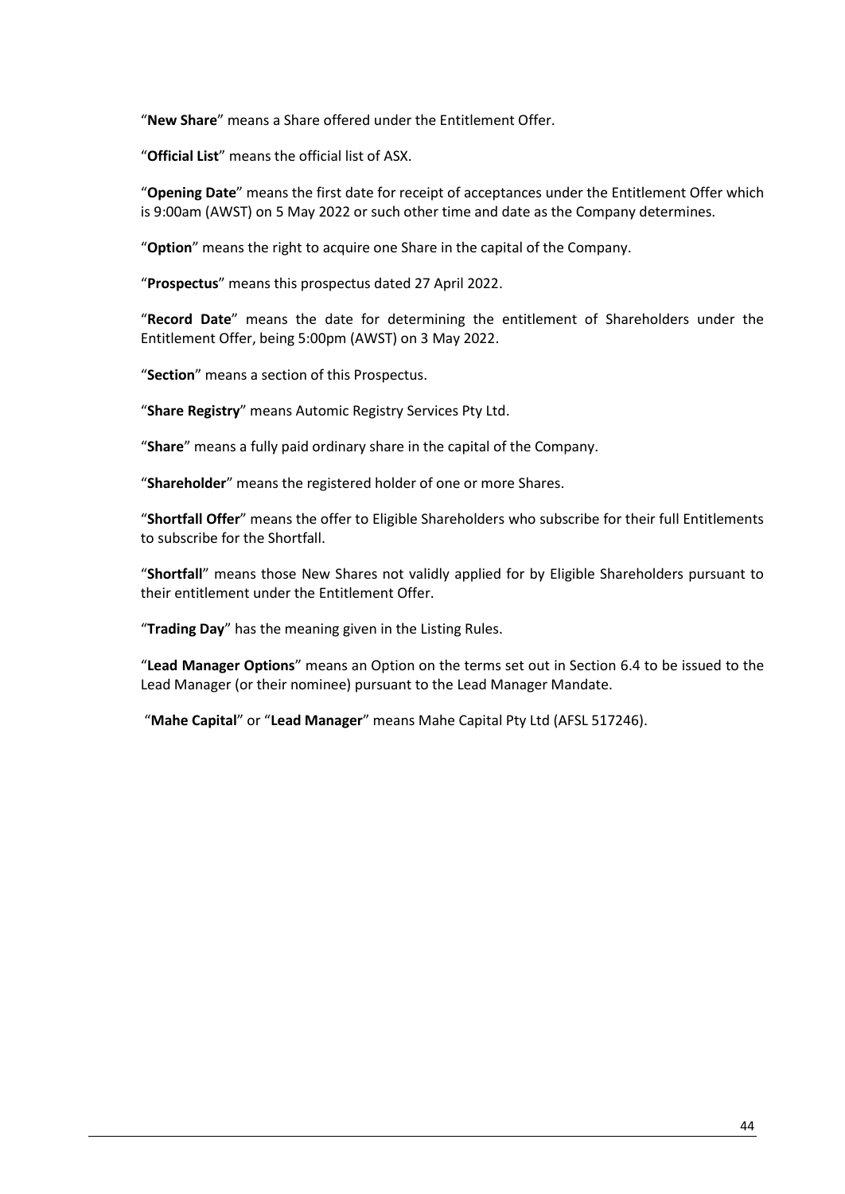"**New Share**" means a Share offered under the Entitlement Offer.

"**Official List**" means the official list of ASX.

"**Opening Date**" means the first date for receipt of acceptances under the Entitlement Offer which is 9:00am (AWST) on 5 May 2022 or such other time and date as the Company determines.

"**Option**" means the right to acquire one Share in the capital of the Company.

"**Prospectus**" means this prospectus dated 27 April 2022.

"**Record Date**" means the date for determining the entitlement of Shareholders under the Entitlement Offer, being 5:00pm (AWST) on 3 May 2022.

"**Section**" means a section of this Prospectus.

"**Share Registry**" means Automic Registry Services Pty Ltd.

"**Share**" means a fully paid ordinary share in the capital of the Company.

"**Shareholder**" means the registered holder of one or more Shares.

"**Shortfall Offer**" means the offer to Eligible Shareholders who subscribe for their full Entitlements to subscribe for the Shortfall.

"**Shortfall**" means those New Shares not validly applied for by Eligible Shareholders pursuant to their entitlement under the Entitlement Offer.

"**Trading Day**" has the meaning given in the Listing Rules.

"**Lead Manager Options**" means an Option on the terms set out in Section 6.4 to be issued to the Lead Manager (or their nominee) pursuant to the Lead Manager Mandate.

"**Mahe Capital**" or "**Lead Manager**" means Mahe Capital Pty Ltd (AFSL 517246).